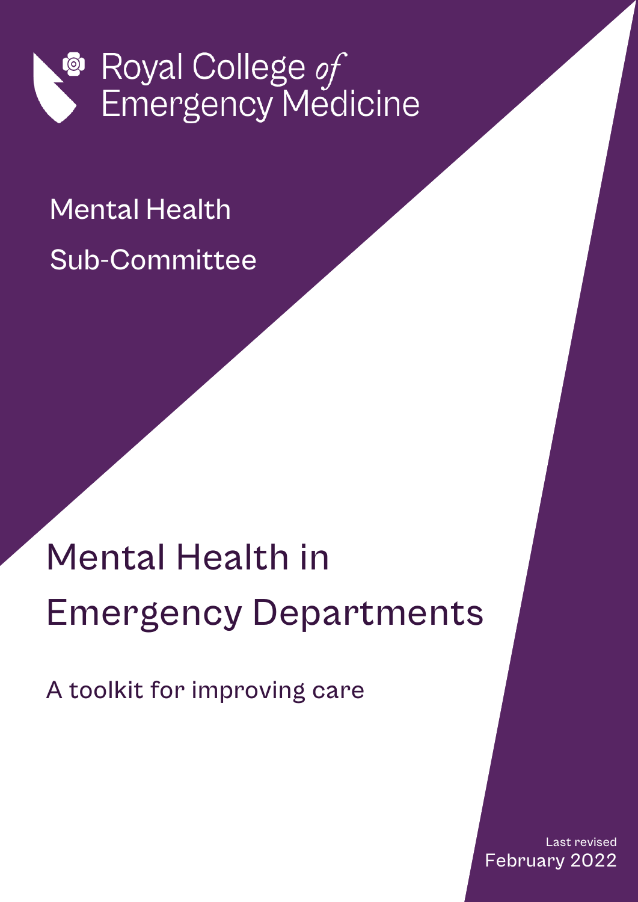Royal College *of* Emergency Medicine

Mental Health

Sub-Committee

# Mental Health in Emergency Departments

## A toolkit for improving care

Last revised
February 2022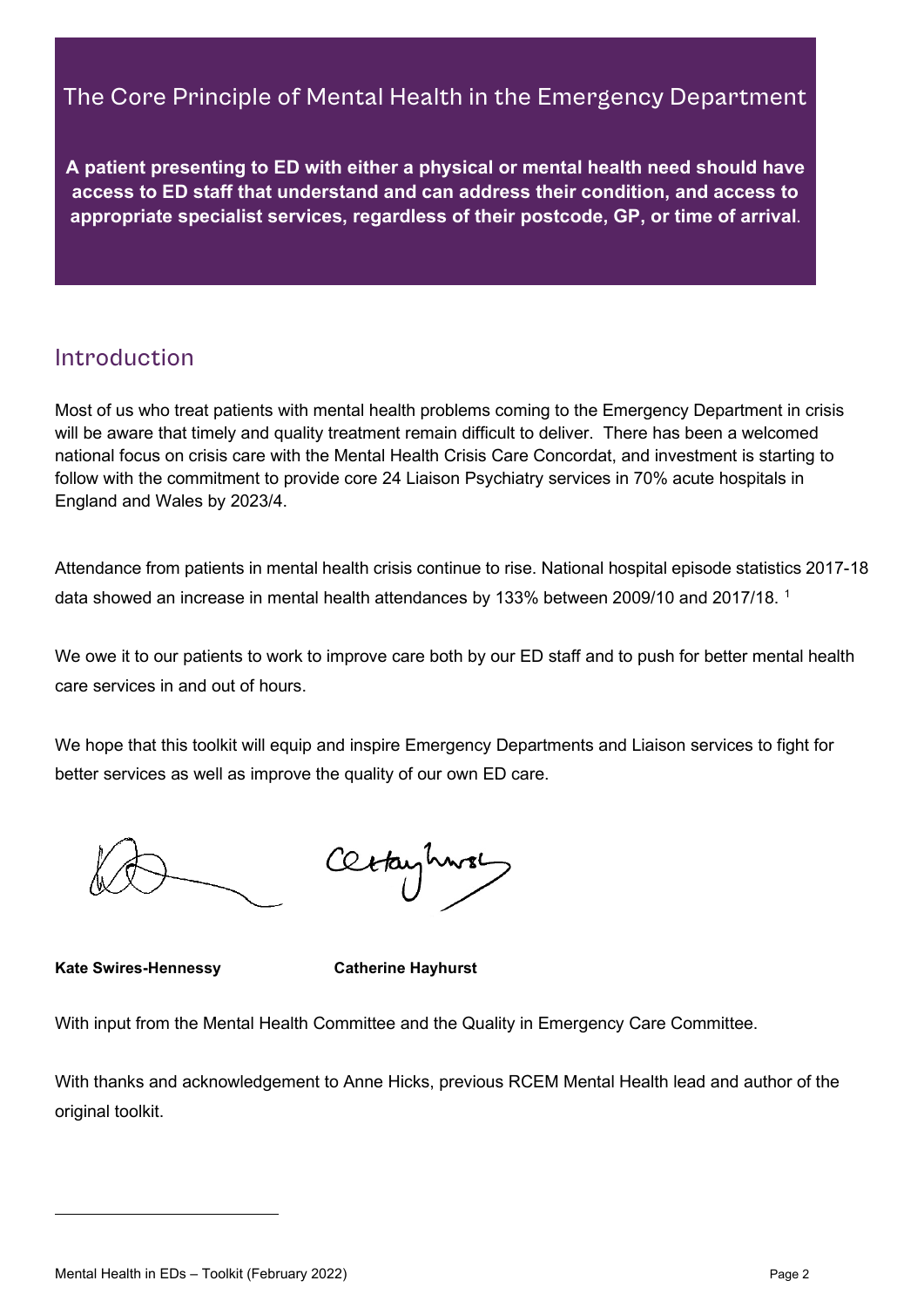## The Core Principle of Mental Health in the Emergency Department

**A patient presenting to ED with either a physical or mental health need should have access to ED staff that understand and can address their condition, and access to appropriate specialist services, regardless of their postcode, GP, or time of arrival**.

## Introduction

Most of us who treat patients with mental health problems coming to the Emergency Department in crisis will be aware that timely and quality treatment remain difficult to deliver. There has been a welcomed national focus on crisis care with the Mental Health Crisis Care Concordat, and investment is starting to follow with the commitment to provide core 24 Liaison Psychiatry services in 70% acute hospitals in England and Wales by 2023/4.

Attendance from patients in mental health crisis continue to rise. National hospital episode statistics 2017-18 data showed an increase in mental health attendances by 133% between 2009/10 and 2017/18. [1]

We owe it to our patients to work to improve care both by our ED staff and to push for better mental health care services in and out of hours.

We hope that this toolkit will equip and inspire Emergency Departments and Liaison services to fight for better services as well as improve the quality of our own ED care.

**Kate Swires-Hennessy** **Catherine Hayhurst**

With input from the Mental Health Committee and the Quality in Emergency Care Committee.

With thanks and acknowledgement to Anne Hicks, previous RCEM Mental Health lead and author of the original toolkit.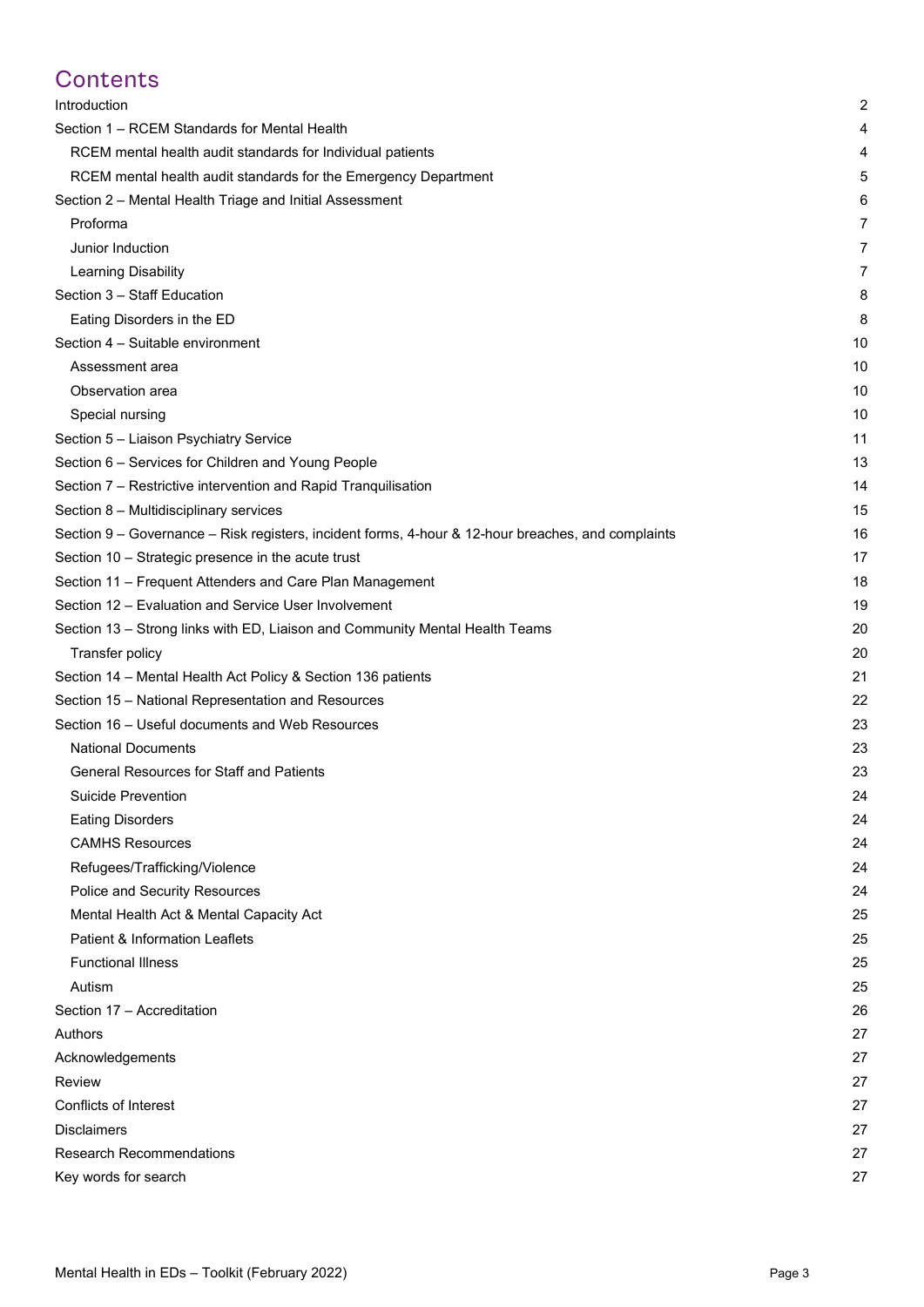# Contents

| | |
|---|---|
| Introduction | 2 |
| Section 1 – RCEM Standards for Mental Health | 4 |
| RCEM mental health audit standards for Individual patients | 4 |
| RCEM mental health audit standards for the Emergency Department | 5 |
| Section 2 – Mental Health Triage and Initial Assessment | 6 |
| Proforma | 7 |
| Junior Induction | 7 |
| Learning Disability | 7 |
| Section 3 – Staff Education | 8 |
| Eating Disorders in the ED | 8 |
| Section 4 – Suitable environment | 10 |
| Assessment area | 10 |
| Observation area | 10 |
| Special nursing | 10 |
| Section 5 – Liaison Psychiatry Service | 11 |
| Section 6 – Services for Children and Young People | 13 |
| Section 7 – Restrictive intervention and Rapid Tranquilisation | 14 |
| Section 8 – Multidisciplinary services | 15 |
| Section 9 – Governance – Risk registers, incident forms, 4-hour & 12-hour breaches, and complaints | 16 |
| Section 10 – Strategic presence in the acute trust | 17 |
| Section 11 – Frequent Attenders and Care Plan Management | 18 |
| Section 12 – Evaluation and Service User Involvement | 19 |
| Section 13 – Strong links with ED, Liaison and Community Mental Health Teams | 20 |
| Transfer policy | 20 |
| Section 14 – Mental Health Act Policy & Section 136 patients | 21 |
| Section 15 – National Representation and Resources | 22 |
| Section 16 – Useful documents and Web Resources | 23 |
| National Documents | 23 |
| General Resources for Staff and Patients | 23 |
| Suicide Prevention | 24 |
| Eating Disorders | 24 |
| CAMHS Resources | 24 |
| Refugees/Trafficking/Violence | 24 |
| Police and Security Resources | 24 |
| Mental Health Act & Mental Capacity Act | 25 |
| Patient & Information Leaflets | 25 |
| Functional Illness | 25 |
| Autism | 25 |
| Section 17 – Accreditation | 26 |
| Authors | 27 |
| Acknowledgements | 27 |
| Review | 27 |
| Conflicts of Interest | 27 |
| Disclaimers | 27 |
| Research Recommendations | 27 |
| Key words for search | 27 |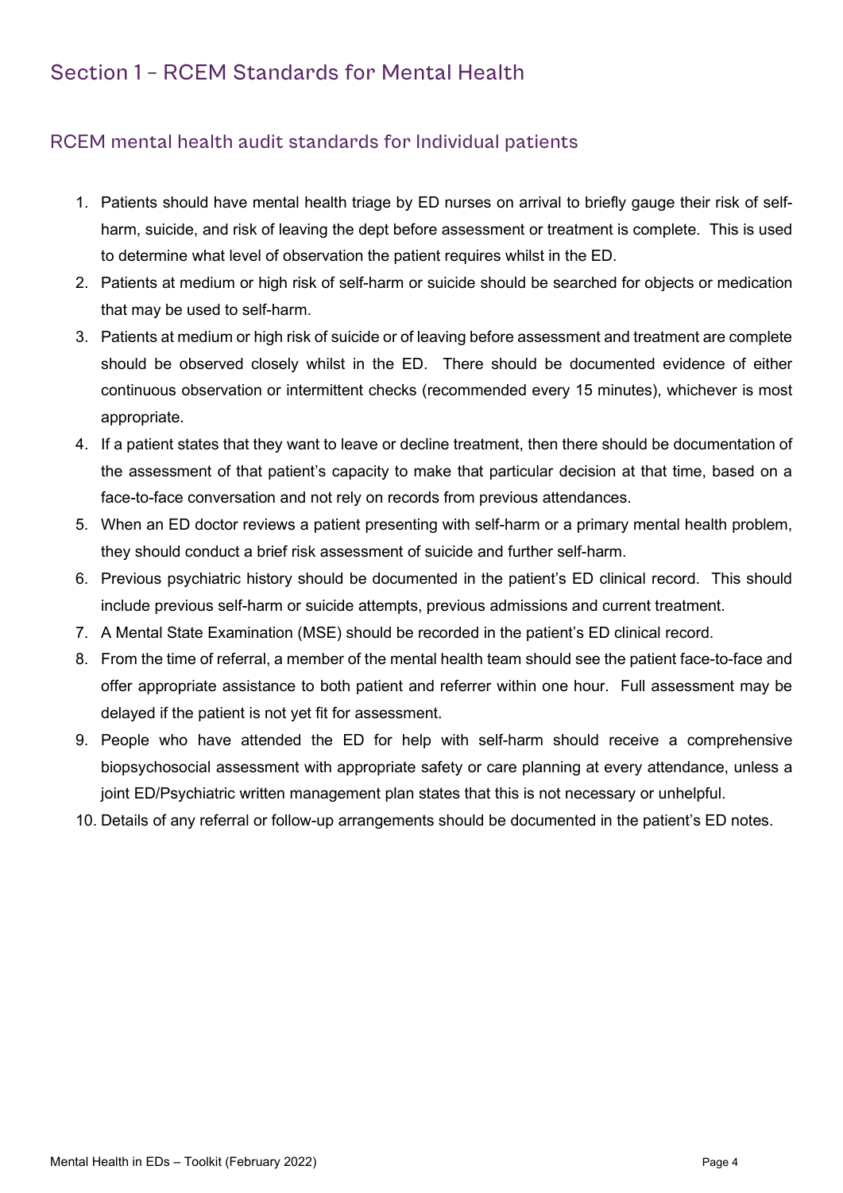## Section 1 – RCEM Standards for Mental Health

### RCEM mental health audit standards for Individual patients

1. Patients should have mental health triage by ED nurses on arrival to briefly gauge their risk of self-harm, suicide, and risk of leaving the dept before assessment or treatment is complete. This is used to determine what level of observation the patient requires whilst in the ED.
2. Patients at medium or high risk of self-harm or suicide should be searched for objects or medication that may be used to self-harm.
3. Patients at medium or high risk of suicide or of leaving before assessment and treatment are complete should be observed closely whilst in the ED. There should be documented evidence of either continuous observation or intermittent checks (recommended every 15 minutes), whichever is most appropriate.
4. If a patient states that they want to leave or decline treatment, then there should be documentation of the assessment of that patient's capacity to make that particular decision at that time, based on a face-to-face conversation and not rely on records from previous attendances.
5. When an ED doctor reviews a patient presenting with self-harm or a primary mental health problem, they should conduct a brief risk assessment of suicide and further self-harm.
6. Previous psychiatric history should be documented in the patient's ED clinical record. This should include previous self-harm or suicide attempts, previous admissions and current treatment.
7. A Mental State Examination (MSE) should be recorded in the patient's ED clinical record.
8. From the time of referral, a member of the mental health team should see the patient face-to-face and offer appropriate assistance to both patient and referrer within one hour. Full assessment may be delayed if the patient is not yet fit for assessment.
9. People who have attended the ED for help with self-harm should receive a comprehensive biopsychosocial assessment with appropriate safety or care planning at every attendance, unless a joint ED/Psychiatric written management plan states that this is not necessary or unhelpful.
10. Details of any referral or follow-up arrangements should be documented in the patient's ED notes.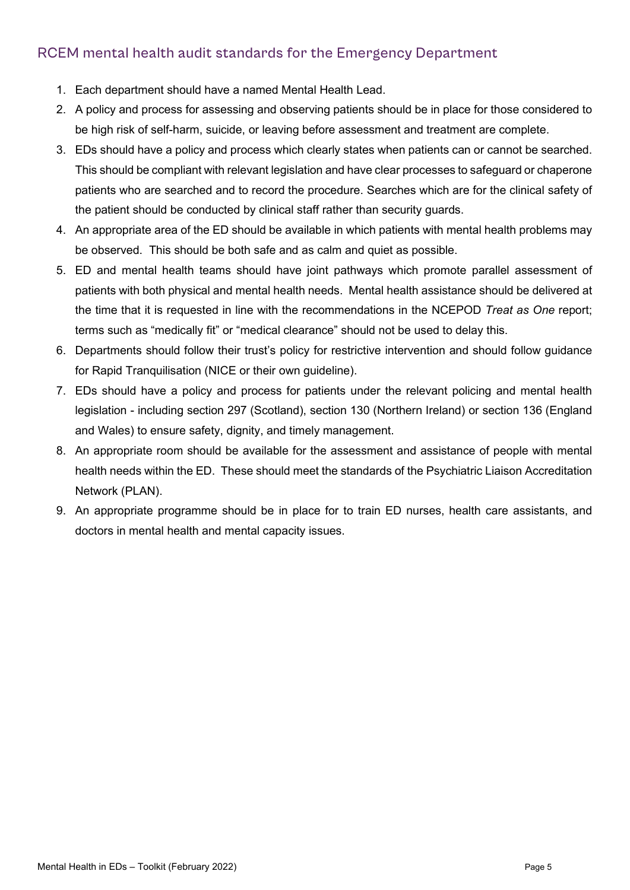## RCEM mental health audit standards for the Emergency Department

1. Each department should have a named Mental Health Lead.
2. A policy and process for assessing and observing patients should be in place for those considered to be high risk of self-harm, suicide, or leaving before assessment and treatment are complete.
3. EDs should have a policy and process which clearly states when patients can or cannot be searched. This should be compliant with relevant legislation and have clear processes to safeguard or chaperone patients who are searched and to record the procedure. Searches which are for the clinical safety of the patient should be conducted by clinical staff rather than security guards.
4. An appropriate area of the ED should be available in which patients with mental health problems may be observed. This should be both safe and as calm and quiet as possible.
5. ED and mental health teams should have joint pathways which promote parallel assessment of patients with both physical and mental health needs. Mental health assistance should be delivered at the time that it is requested in line with the recommendations in the NCEPOD *Treat as One* report; terms such as “medically fit” or “medical clearance” should not be used to delay this.
6. Departments should follow their trust’s policy for restrictive intervention and should follow guidance for Rapid Tranquilisation (NICE or their own guideline).
7. EDs should have a policy and process for patients under the relevant policing and mental health legislation - including section 297 (Scotland), section 130 (Northern Ireland) or section 136 (England and Wales) to ensure safety, dignity, and timely management.
8. An appropriate room should be available for the assessment and assistance of people with mental health needs within the ED. These should meet the standards of the Psychiatric Liaison Accreditation Network (PLAN).
9. An appropriate programme should be in place for to train ED nurses, health care assistants, and doctors in mental health and mental capacity issues.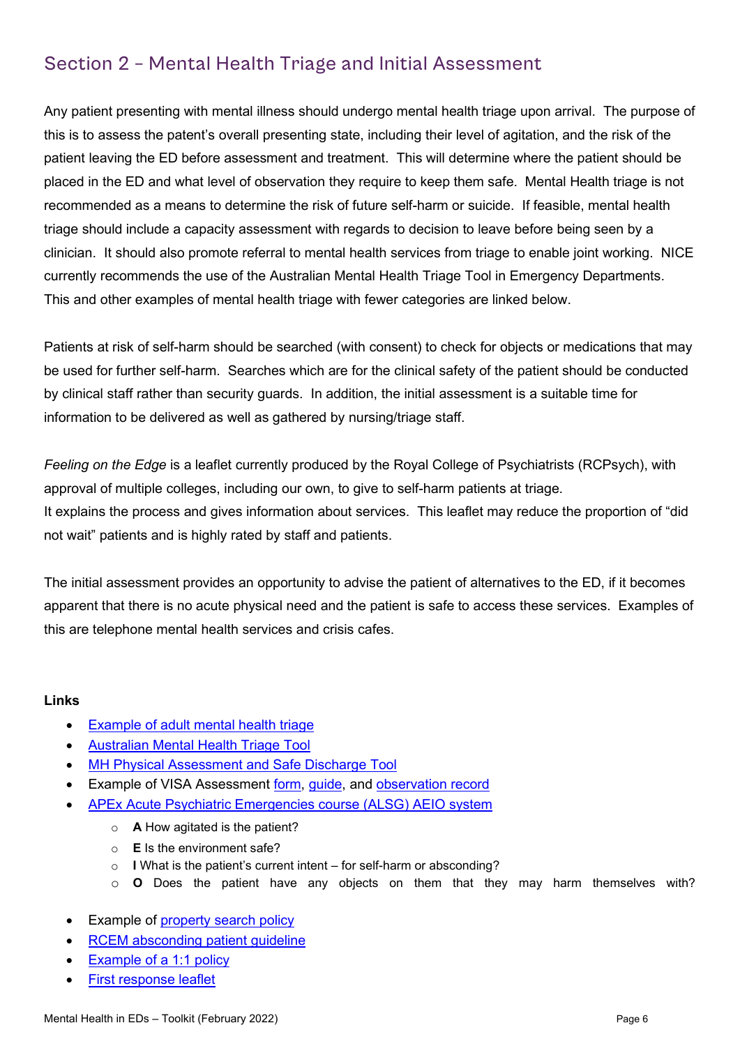## Section 2 – Mental Health Triage and Initial Assessment

Any patient presenting with mental illness should undergo mental health triage upon arrival. The purpose of this is to assess the patent's overall presenting state, including their level of agitation, and the risk of the patient leaving the ED before assessment and treatment. This will determine where the patient should be placed in the ED and what level of observation they require to keep them safe. Mental Health triage is not recommended as a means to determine the risk of future self-harm or suicide. If feasible, mental health triage should include a capacity assessment with regards to decision to leave before being seen by a clinician. It should also promote referral to mental health services from triage to enable joint working. NICE currently recommends the use of the Australian Mental Health Triage Tool in Emergency Departments. This and other examples of mental health triage with fewer categories are linked below.

Patients at risk of self-harm should be searched (with consent) to check for objects or medications that may be used for further self-harm. Searches which are for the clinical safety of the patient should be conducted by clinical staff rather than security guards. In addition, the initial assessment is a suitable time for information to be delivered as well as gathered by nursing/triage staff.

*Feeling on the Edge* is a leaflet currently produced by the Royal College of Psychiatrists (RCPsych), with approval of multiple colleges, including our own, to give to self-harm patients at triage.
It explains the process and gives information about services. This leaflet may reduce the proportion of "did not wait" patients and is highly rated by staff and patients.

The initial assessment provides an opportunity to advise the patient of alternatives to the ED, if it becomes apparent that there is no acute physical need and the patient is safe to access these services. Examples of this are telephone mental health services and crisis cafes.

**Links**

- Example of adult mental health triage
- Australian Mental Health Triage Tool
- MH Physical Assessment and Safe Discharge Tool
- Example of VISA Assessment form, guide, and observation record
- APEx Acute Psychiatric Emergencies course (ALSG) AEIO system
    - **A** How agitated is the patient?
    - **E** Is the environment safe?
    - **I** What is the patient's current intent – for self-harm or absconding?
    - **O** Does the patient have any objects on them that they may harm themselves with?
- Example of property search policy
- RCEM absconding patient guideline
- Example of a 1:1 policy
- First response leaflet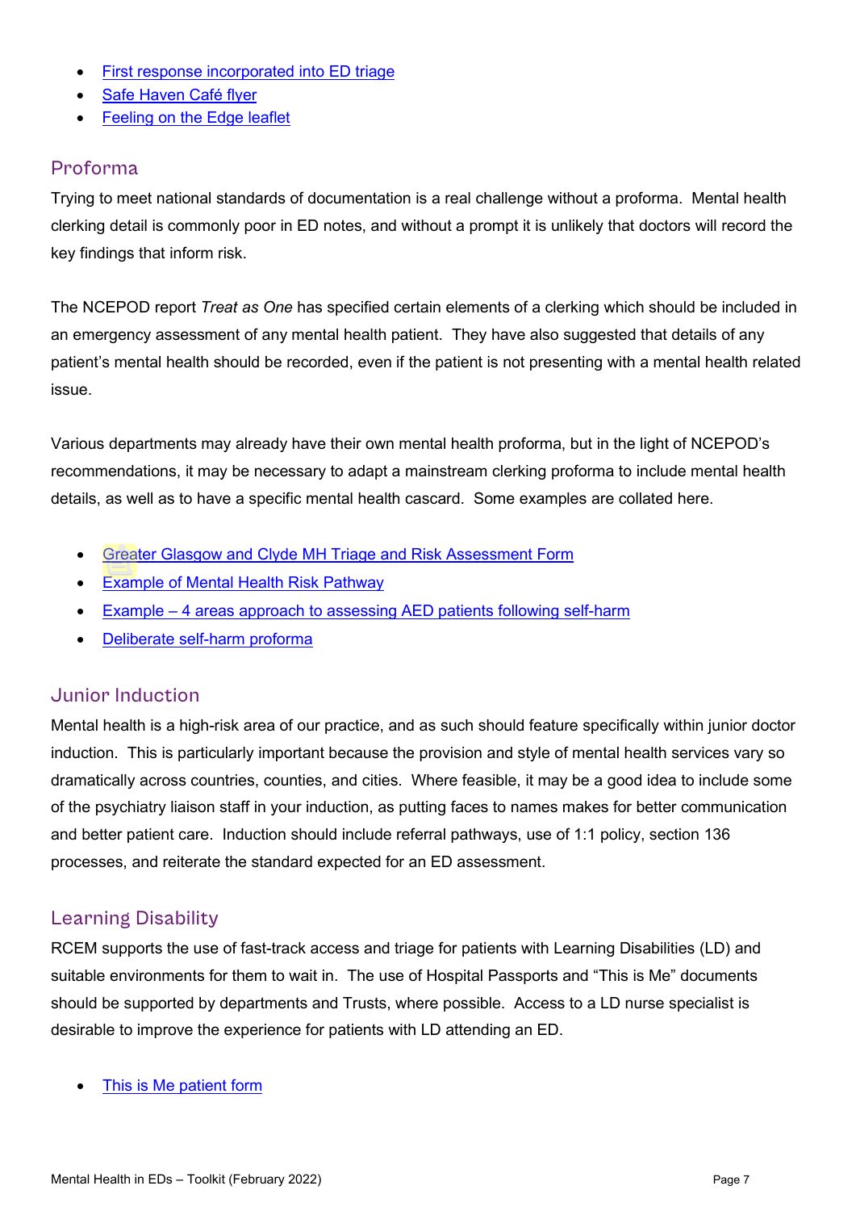- First response incorporated into ED triage
- Safe Haven Café flyer
- Feeling on the Edge leaflet

## Proforma

Trying to meet national standards of documentation is a real challenge without a proforma. Mental health clerking detail is commonly poor in ED notes, and without a prompt it is unlikely that doctors will record the key findings that inform risk.

The NCEPOD report *Treat as One* has specified certain elements of a clerking which should be included in an emergency assessment of any mental health patient. They have also suggested that details of any patient's mental health should be recorded, even if the patient is not presenting with a mental health related issue.

Various departments may already have their own mental health proforma, but in the light of NCEPOD's recommendations, it may be necessary to adapt a mainstream clerking proforma to include mental health details, as well as to have a specific mental health cascard. Some examples are collated here.

- Greater Glasgow and Clyde MH Triage and Risk Assessment Form
- Example of Mental Health Risk Pathway
- Example – 4 areas approach to assessing AED patients following self-harm
- Deliberate self-harm proforma

## Junior Induction

Mental health is a high-risk area of our practice, and as such should feature specifically within junior doctor induction. This is particularly important because the provision and style of mental health services vary so dramatically across countries, counties, and cities. Where feasible, it may be a good idea to include some of the psychiatry liaison staff in your induction, as putting faces to names makes for better communication and better patient care. Induction should include referral pathways, use of 1:1 policy, section 136 processes, and reiterate the standard expected for an ED assessment.

## Learning Disability

RCEM supports the use of fast-track access and triage for patients with Learning Disabilities (LD) and suitable environments for them to wait in. The use of Hospital Passports and "This is Me" documents should be supported by departments and Trusts, where possible. Access to a LD nurse specialist is desirable to improve the experience for patients with LD attending an ED.

- This is Me patient form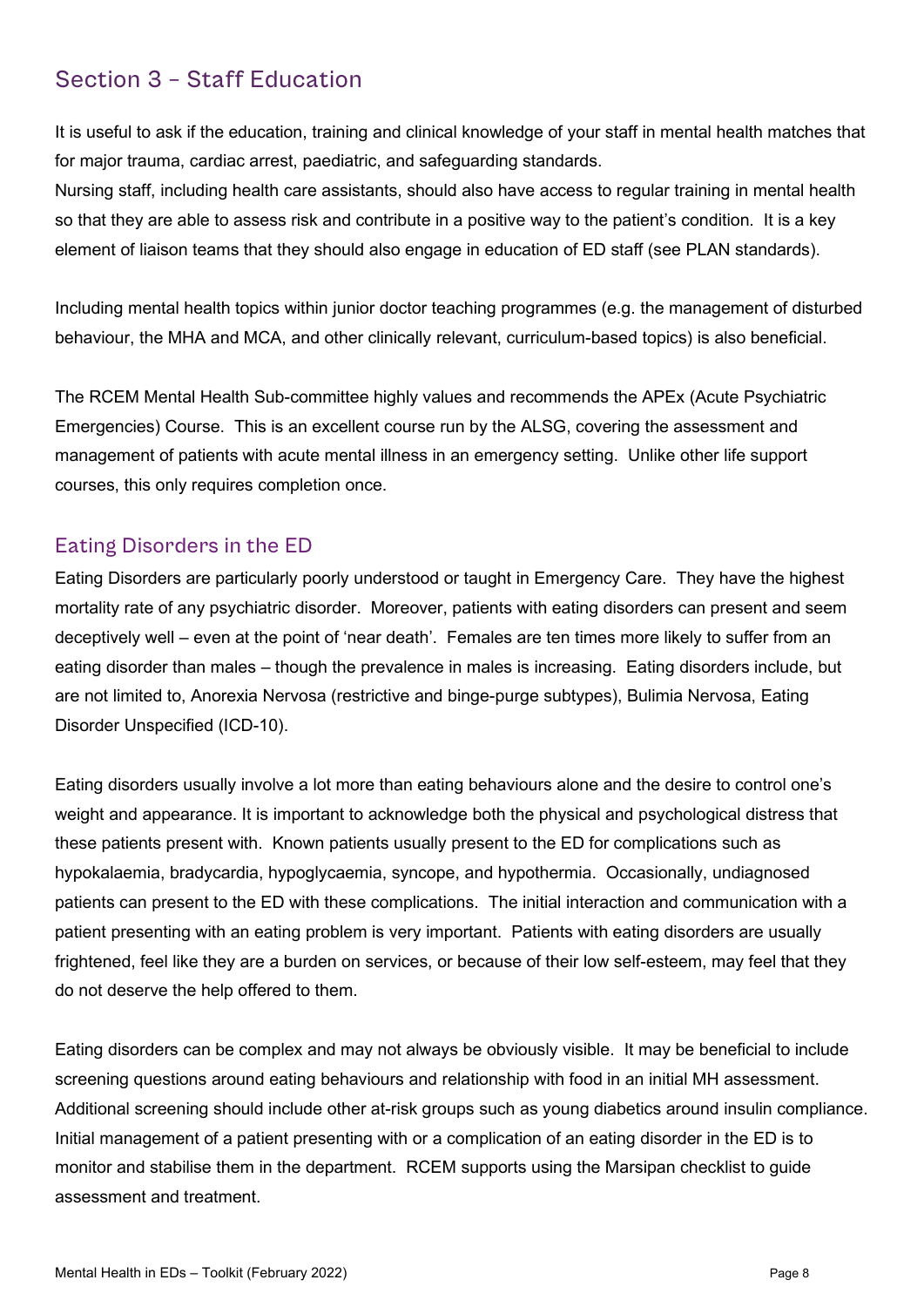## Section 3 – Staff Education

It is useful to ask if the education, training and clinical knowledge of your staff in mental health matches that for major trauma, cardiac arrest, paediatric, and safeguarding standards.
Nursing staff, including health care assistants, should also have access to regular training in mental health so that they are able to assess risk and contribute in a positive way to the patient's condition. It is a key element of liaison teams that they should also engage in education of ED staff (see PLAN standards).

Including mental health topics within junior doctor teaching programmes (e.g. the management of disturbed behaviour, the MHA and MCA, and other clinically relevant, curriculum-based topics) is also beneficial.

The RCEM Mental Health Sub-committee highly values and recommends the APEx (Acute Psychiatric Emergencies) Course. This is an excellent course run by the ALSG, covering the assessment and management of patients with acute mental illness in an emergency setting. Unlike other life support courses, this only requires completion once.

### Eating Disorders in the ED

Eating Disorders are particularly poorly understood or taught in Emergency Care. They have the highest mortality rate of any psychiatric disorder. Moreover, patients with eating disorders can present and seem deceptively well – even at the point of 'near death'. Females are ten times more likely to suffer from an eating disorder than males – though the prevalence in males is increasing. Eating disorders include, but are not limited to, Anorexia Nervosa (restrictive and binge-purge subtypes), Bulimia Nervosa, Eating Disorder Unspecified (ICD-10).

Eating disorders usually involve a lot more than eating behaviours alone and the desire to control one's weight and appearance. It is important to acknowledge both the physical and psychological distress that these patients present with. Known patients usually present to the ED for complications such as hypokalaemia, bradycardia, hypoglycaemia, syncope, and hypothermia. Occasionally, undiagnosed patients can present to the ED with these complications. The initial interaction and communication with a patient presenting with an eating problem is very important. Patients with eating disorders are usually frightened, feel like they are a burden on services, or because of their low self-esteem, may feel that they do not deserve the help offered to them.

Eating disorders can be complex and may not always be obviously visible. It may be beneficial to include screening questions around eating behaviours and relationship with food in an initial MH assessment. Additional screening should include other at-risk groups such as young diabetics around insulin compliance. Initial management of a patient presenting with or a complication of an eating disorder in the ED is to monitor and stabilise them in the department. RCEM supports using the Marsipan checklist to guide assessment and treatment.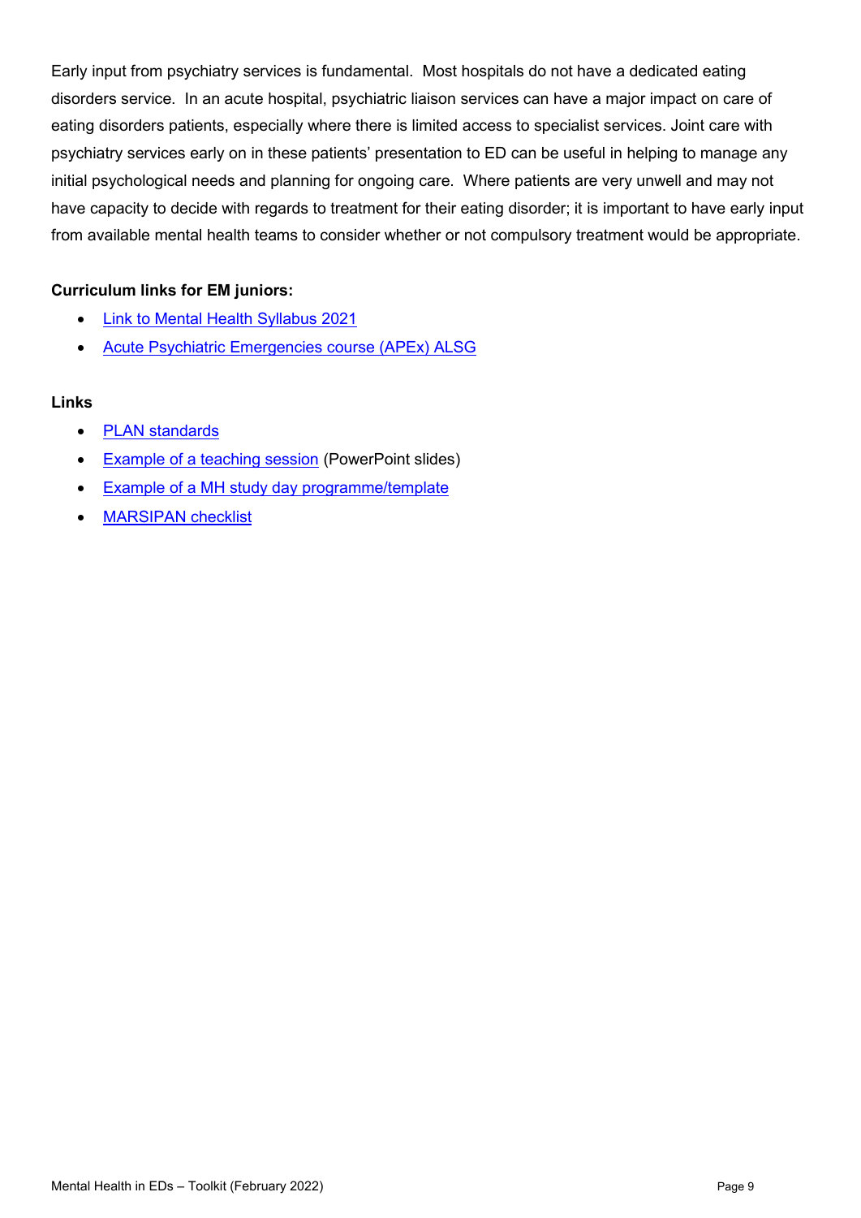Early input from psychiatry services is fundamental. Most hospitals do not have a dedicated eating disorders service. In an acute hospital, psychiatric liaison services can have a major impact on care of eating disorders patients, especially where there is limited access to specialist services. Joint care with psychiatry services early on in these patients' presentation to ED can be useful in helping to manage any initial psychological needs and planning for ongoing care. Where patients are very unwell and may not have capacity to decide with regards to treatment for their eating disorder; it is important to have early input from available mental health teams to consider whether or not compulsory treatment would be appropriate.

**Curriculum links for EM juniors:**

- Link to Mental Health Syllabus 2021
- Acute Psychiatric Emergencies course (APEx) ALSG

**Links**

- PLAN standards
- Example of a teaching session (PowerPoint slides)
- Example of a MH study day programme/template
- MARSIPAN checklist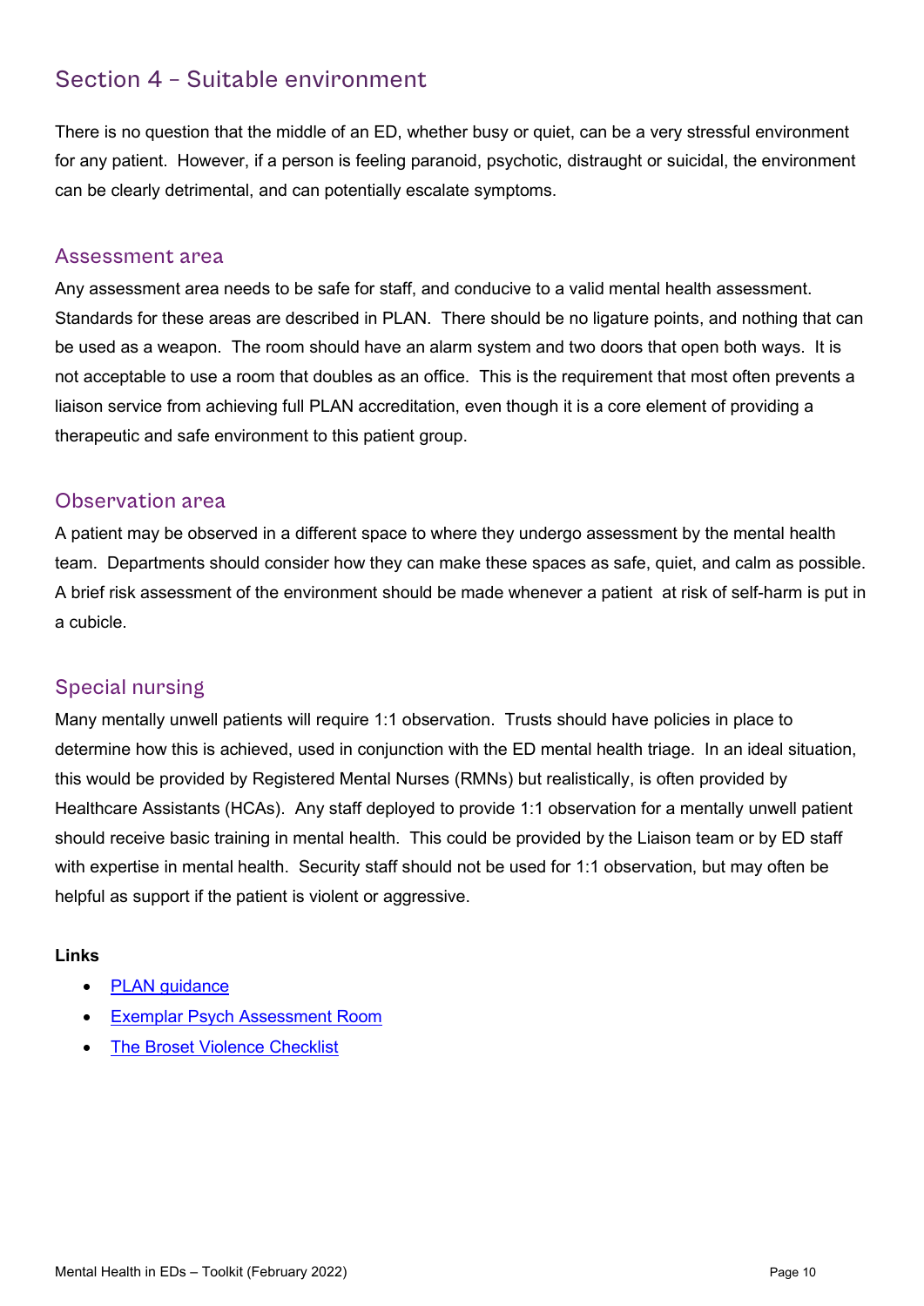## Section 4 – Suitable environment

There is no question that the middle of an ED, whether busy or quiet, can be a very stressful environment for any patient. However, if a person is feeling paranoid, psychotic, distraught or suicidal, the environment can be clearly detrimental, and can potentially escalate symptoms.

### Assessment area

Any assessment area needs to be safe for staff, and conducive to a valid mental health assessment. Standards for these areas are described in PLAN. There should be no ligature points, and nothing that can be used as a weapon. The room should have an alarm system and two doors that open both ways. It is not acceptable to use a room that doubles as an office. This is the requirement that most often prevents a liaison service from achieving full PLAN accreditation, even though it is a core element of providing a therapeutic and safe environment to this patient group.

### Observation area

A patient may be observed in a different space to where they undergo assessment by the mental health team. Departments should consider how they can make these spaces as safe, quiet, and calm as possible. A brief risk assessment of the environment should be made whenever a patient at risk of self-harm is put in a cubicle.

### Special nursing

Many mentally unwell patients will require 1:1 observation. Trusts should have policies in place to determine how this is achieved, used in conjunction with the ED mental health triage. In an ideal situation, this would be provided by Registered Mental Nurses (RMNs) but realistically, is often provided by Healthcare Assistants (HCAs). Any staff deployed to provide 1:1 observation for a mentally unwell patient should receive basic training in mental health. This could be provided by the Liaison team or by ED staff with expertise in mental health. Security staff should not be used for 1:1 observation, but may often be helpful as support if the patient is violent or aggressive.

**Links**

- PLAN guidance
- Exemplar Psych Assessment Room
- The Broset Violence Checklist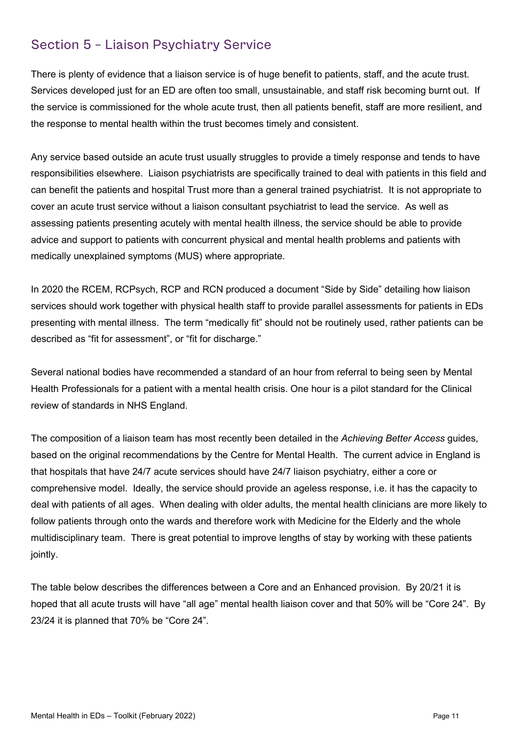## Section 5 – Liaison Psychiatry Service

There is plenty of evidence that a liaison service is of huge benefit to patients, staff, and the acute trust. Services developed just for an ED are often too small, unsustainable, and staff risk becoming burnt out. If the service is commissioned for the whole acute trust, then all patients benefit, staff are more resilient, and the response to mental health within the trust becomes timely and consistent.

Any service based outside an acute trust usually struggles to provide a timely response and tends to have responsibilities elsewhere. Liaison psychiatrists are specifically trained to deal with patients in this field and can benefit the patients and hospital Trust more than a general trained psychiatrist. It is not appropriate to cover an acute trust service without a liaison consultant psychiatrist to lead the service. As well as assessing patients presenting acutely with mental health illness, the service should be able to provide advice and support to patients with concurrent physical and mental health problems and patients with medically unexplained symptoms (MUS) where appropriate.

In 2020 the RCEM, RCPsych, RCP and RCN produced a document "Side by Side" detailing how liaison services should work together with physical health staff to provide parallel assessments for patients in EDs presenting with mental illness. The term "medically fit" should not be routinely used, rather patients can be described as "fit for assessment", or "fit for discharge."

Several national bodies have recommended a standard of an hour from referral to being seen by Mental Health Professionals for a patient with a mental health crisis. One hour is a pilot standard for the Clinical review of standards in NHS England.

The composition of a liaison team has most recently been detailed in the *Achieving Better Access* guides, based on the original recommendations by the Centre for Mental Health. The current advice in England is that hospitals that have 24/7 acute services should have 24/7 liaison psychiatry, either a core or comprehensive model. Ideally, the service should provide an ageless response, i.e. it has the capacity to deal with patients of all ages. When dealing with older adults, the mental health clinicians are more likely to follow patients through onto the wards and therefore work with Medicine for the Elderly and the whole multidisciplinary team. There is great potential to improve lengths of stay by working with these patients jointly.

The table below describes the differences between a Core and an Enhanced provision. By 20/21 it is hoped that all acute trusts will have "all age" mental health liaison cover and that 50% will be "Core 24". By 23/24 it is planned that 70% be "Core 24".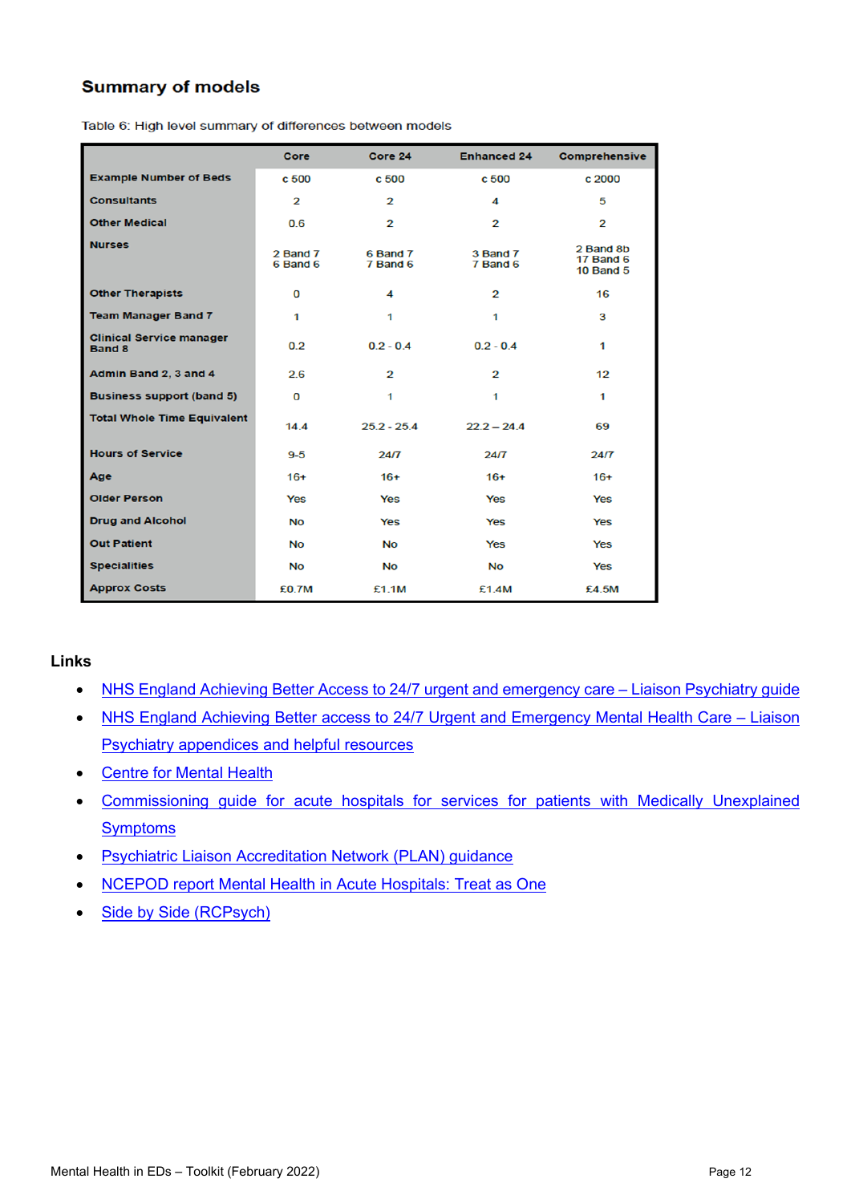## Summary of models

Table 6: High level summary of differences between models

| | Core | Core 24 | Enhanced 24 | Comprehensive |
|---|---|---|---|---|
| Example Number of Beds | c 500 | c 500 | c 500 | c 2000 |
| Consultants | 2 | 2 | 4 | 5 |
| Other Medical | 0.6 | 2 | 2 | 2 |
| Nurses | 2 Band 7<br>6 Band 6 | 6 Band 7<br>7 Band 6 | 3 Band 7<br>7 Band 6 | 2 Band 8b<br>17 Band 6<br>10 Band 5 |
| Other Therapists | 0 | 4 | 2 | 16 |
| Team Manager Band 7 | 1 | 1 | 1 | 3 |
| Clinical Service manager Band 8 | 0.2 | 0.2 - 0.4 | 0.2 - 0.4 | 1 |
| Admin Band 2, 3 and 4 | 2.6 | 2 | 2 | 12 |
| Business support (band 5) | 0 | 1 | 1 | 1 |
| Total Whole Time Equivalent | 14.4 | 25.2 - 25.4 | 22.2 – 24.4 | 69 |
| Hours of Service | 9-5 | 24/7 | 24/7 | 24/7 |
| Age | 16+ | 16+ | 16+ | 16+ |
| Older Person | Yes | Yes | Yes | Yes |
| Drug and Alcohol | No | Yes | Yes | Yes |
| Out Patient | No | No | Yes | Yes |
| Specialities | No | No | No | Yes |
| Approx Costs | £0.7M | £1.1M | £1.4M | £4.5M |

### Links

- NHS England Achieving Better Access to 24/7 urgent and emergency care – Liaison Psychiatry guide
- NHS England Achieving Better access to 24/7 Urgent and Emergency Mental Health Care – Liaison Psychiatry appendices and helpful resources
- Centre for Mental Health
- Commissioning guide for acute hospitals for services for patients with Medically Unexplained Symptoms
- Psychiatric Liaison Accreditation Network (PLAN) guidance
- NCEPOD report Mental Health in Acute Hospitals: Treat as One
- Side by Side (RCPsych)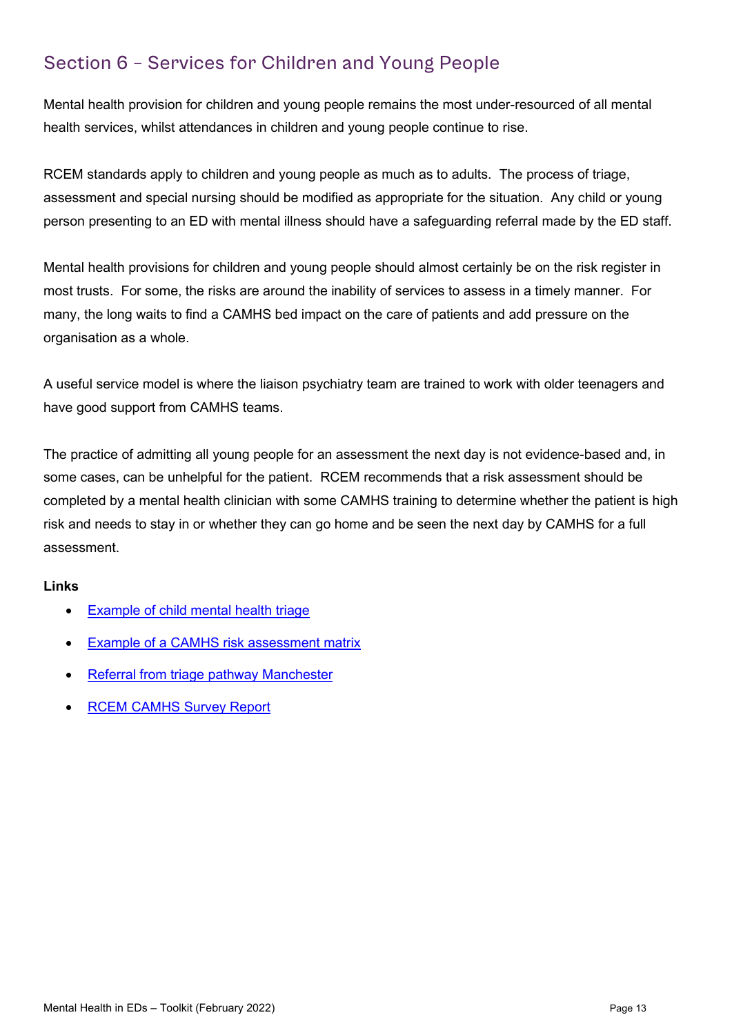## Section 6 – Services for Children and Young People

Mental health provision for children and young people remains the most under-resourced of all mental health services, whilst attendances in children and young people continue to rise.

RCEM standards apply to children and young people as much as to adults. The process of triage, assessment and special nursing should be modified as appropriate for the situation. Any child or young person presenting to an ED with mental illness should have a safeguarding referral made by the ED staff.

Mental health provisions for children and young people should almost certainly be on the risk register in most trusts. For some, the risks are around the inability of services to assess in a timely manner. For many, the long waits to find a CAMHS bed impact on the care of patients and add pressure on the organisation as a whole.

A useful service model is where the liaison psychiatry team are trained to work with older teenagers and have good support from CAMHS teams.

The practice of admitting all young people for an assessment the next day is not evidence-based and, in some cases, can be unhelpful for the patient. RCEM recommends that a risk assessment should be completed by a mental health clinician with some CAMHS training to determine whether the patient is high risk and needs to stay in or whether they can go home and be seen the next day by CAMHS for a full assessment.

**Links**

- Example of child mental health triage
- Example of a CAMHS risk assessment matrix
- Referral from triage pathway Manchester
- RCEM CAMHS Survey Report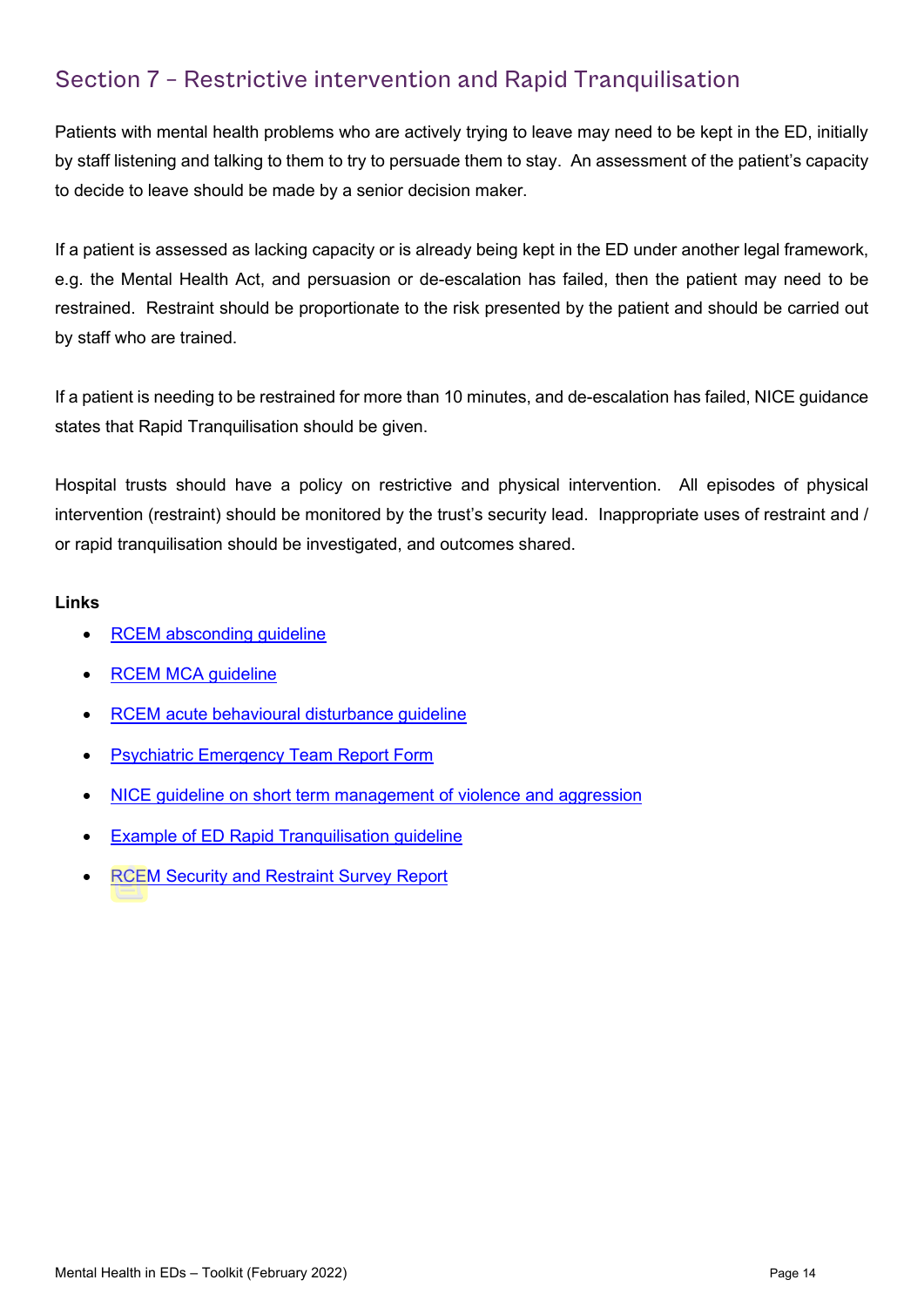## Section 7 – Restrictive intervention and Rapid Tranquilisation

Patients with mental health problems who are actively trying to leave may need to be kept in the ED, initially by staff listening and talking to them to try to persuade them to stay. An assessment of the patient's capacity to decide to leave should be made by a senior decision maker.

If a patient is assessed as lacking capacity or is already being kept in the ED under another legal framework, e.g. the Mental Health Act, and persuasion or de-escalation has failed, then the patient may need to be restrained. Restraint should be proportionate to the risk presented by the patient and should be carried out by staff who are trained.

If a patient is needing to be restrained for more than 10 minutes, and de-escalation has failed, NICE guidance states that Rapid Tranquilisation should be given.

Hospital trusts should have a policy on restrictive and physical intervention. All episodes of physical intervention (restraint) should be monitored by the trust's security lead. Inappropriate uses of restraint and / or rapid tranquilisation should be investigated, and outcomes shared.

**Links**

- RCEM absconding guideline
- RCEM MCA guideline
- RCEM acute behavioural disturbance guideline
- Psychiatric Emergency Team Report Form
- NICE guideline on short term management of violence and aggression
- Example of ED Rapid Tranquilisation guideline
- RCEM Security and Restraint Survey Report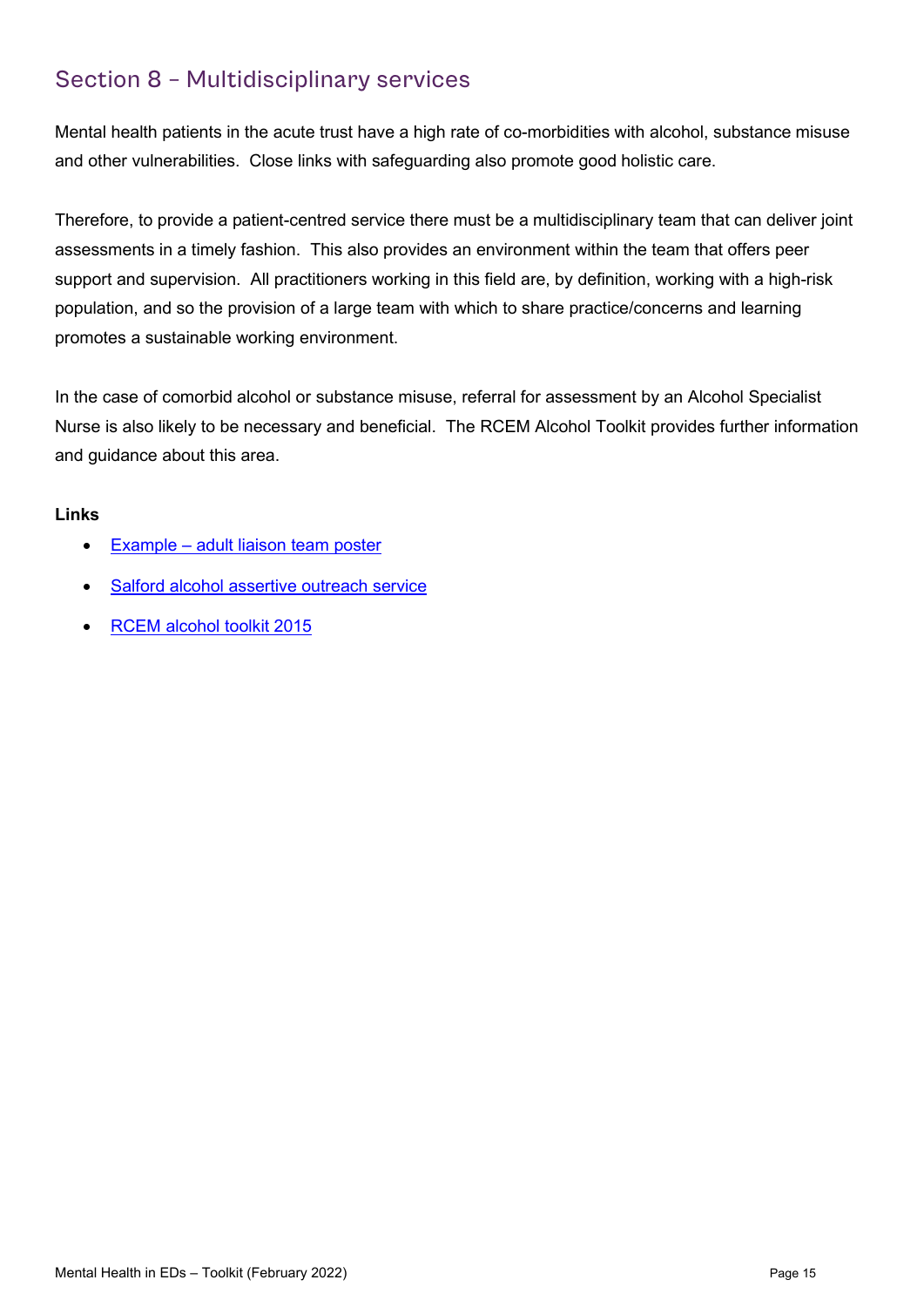## Section 8 – Multidisciplinary services

Mental health patients in the acute trust have a high rate of co-morbidities with alcohol, substance misuse and other vulnerabilities. Close links with safeguarding also promote good holistic care.

Therefore, to provide a patient-centred service there must be a multidisciplinary team that can deliver joint assessments in a timely fashion. This also provides an environment within the team that offers peer support and supervision. All practitioners working in this field are, by definition, working with a high-risk population, and so the provision of a large team with which to share practice/concerns and learning promotes a sustainable working environment.

In the case of comorbid alcohol or substance misuse, referral for assessment by an Alcohol Specialist Nurse is also likely to be necessary and beneficial. The RCEM Alcohol Toolkit provides further information and guidance about this area.

**Links**

- Example – adult liaison team poster
- Salford alcohol assertive outreach service
- RCEM alcohol toolkit 2015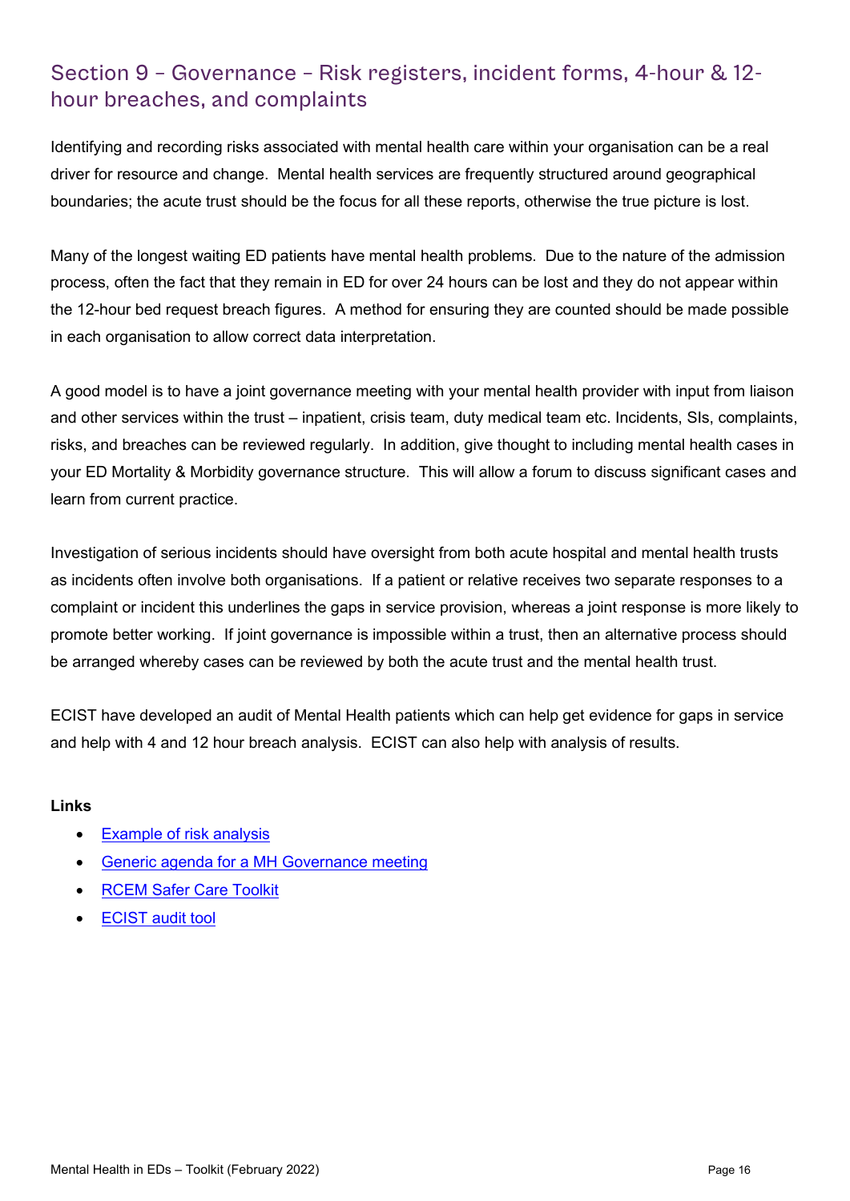## Section 9 – Governance – Risk registers, incident forms, 4-hour & 12-hour breaches, and complaints

Identifying and recording risks associated with mental health care within your organisation can be a real driver for resource and change. Mental health services are frequently structured around geographical boundaries; the acute trust should be the focus for all these reports, otherwise the true picture is lost.

Many of the longest waiting ED patients have mental health problems. Due to the nature of the admission process, often the fact that they remain in ED for over 24 hours can be lost and they do not appear within the 12-hour bed request breach figures. A method for ensuring they are counted should be made possible in each organisation to allow correct data interpretation.

A good model is to have a joint governance meeting with your mental health provider with input from liaison and other services within the trust – inpatient, crisis team, duty medical team etc. Incidents, SIs, complaints, risks, and breaches can be reviewed regularly. In addition, give thought to including mental health cases in your ED Mortality & Morbidity governance structure. This will allow a forum to discuss significant cases and learn from current practice.

Investigation of serious incidents should have oversight from both acute hospital and mental health trusts as incidents often involve both organisations. If a patient or relative receives two separate responses to a complaint or incident this underlines the gaps in service provision, whereas a joint response is more likely to promote better working. If joint governance is impossible within a trust, then an alternative process should be arranged whereby cases can be reviewed by both the acute trust and the mental health trust.

ECIST have developed an audit of Mental Health patients which can help get evidence for gaps in service and help with 4 and 12 hour breach analysis. ECIST can also help with analysis of results.

**Links**

- Example of risk analysis
- Generic agenda for a MH Governance meeting
- RCEM Safer Care Toolkit
- ECIST audit tool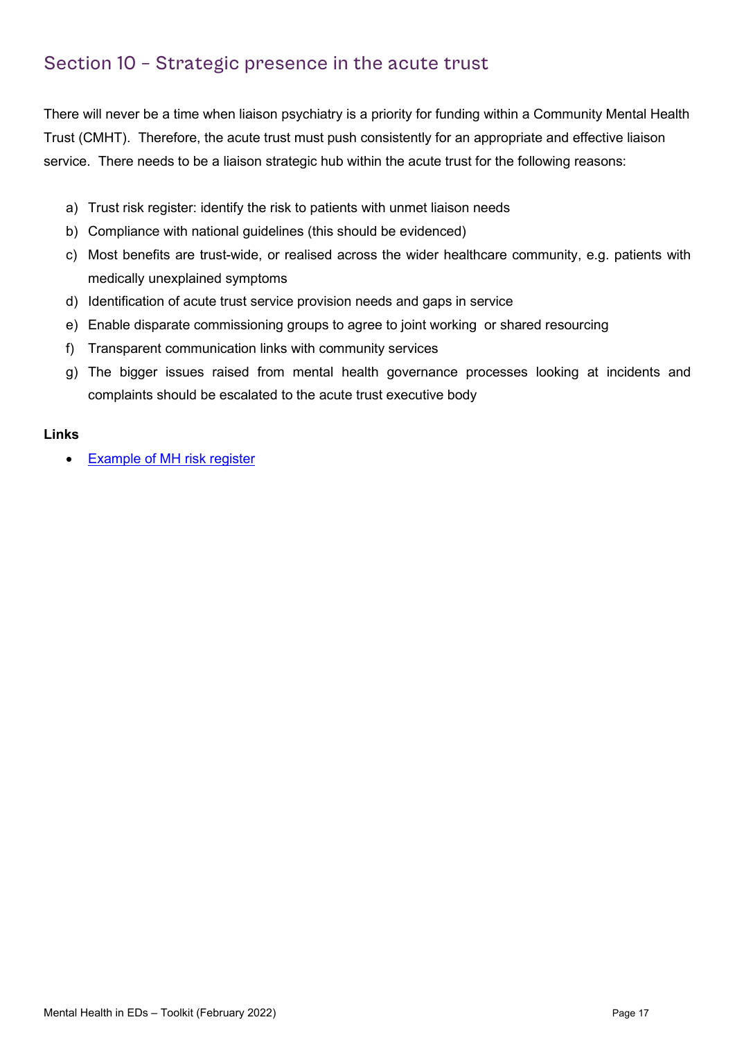## Section 10 – Strategic presence in the acute trust

There will never be a time when liaison psychiatry is a priority for funding within a Community Mental Health Trust (CMHT). Therefore, the acute trust must push consistently for an appropriate and effective liaison service. There needs to be a liaison strategic hub within the acute trust for the following reasons:

a) Trust risk register: identify the risk to patients with unmet liaison needs
b) Compliance with national guidelines (this should be evidenced)
c) Most benefits are trust-wide, or realised across the wider healthcare community, e.g. patients with medically unexplained symptoms
d) Identification of acute trust service provision needs and gaps in service
e) Enable disparate commissioning groups to agree to joint working or shared resourcing
f) Transparent communication links with community services
g) The bigger issues raised from mental health governance processes looking at incidents and complaints should be escalated to the acute trust executive body

**Links**

- Example of MH risk register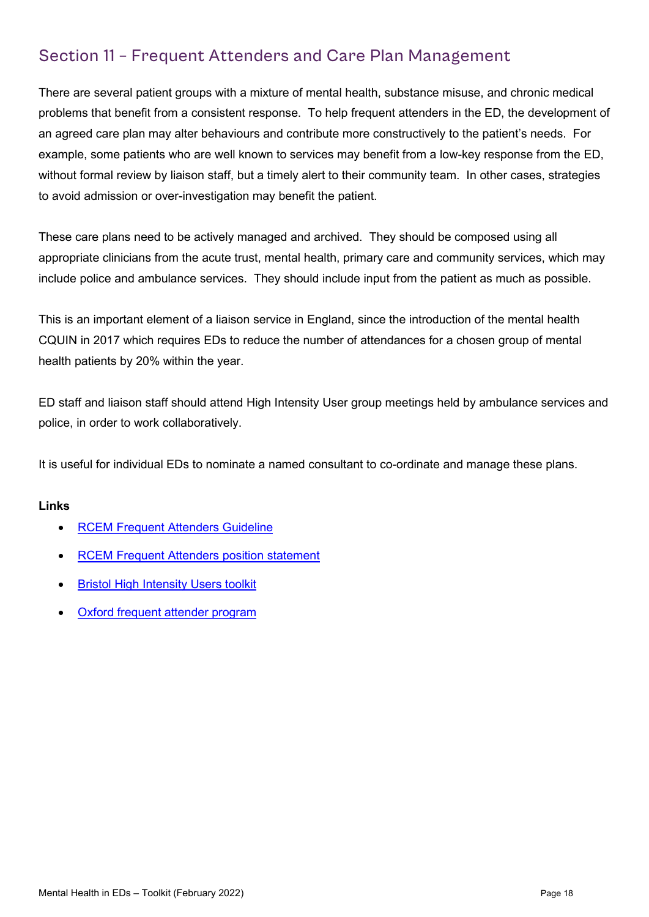## Section 11 – Frequent Attenders and Care Plan Management

There are several patient groups with a mixture of mental health, substance misuse, and chronic medical problems that benefit from a consistent response. To help frequent attenders in the ED, the development of an agreed care plan may alter behaviours and contribute more constructively to the patient's needs. For example, some patients who are well known to services may benefit from a low-key response from the ED, without formal review by liaison staff, but a timely alert to their community team. In other cases, strategies to avoid admission or over-investigation may benefit the patient.

These care plans need to be actively managed and archived. They should be composed using all appropriate clinicians from the acute trust, mental health, primary care and community services, which may include police and ambulance services. They should include input from the patient as much as possible.

This is an important element of a liaison service in England, since the introduction of the mental health CQUIN in 2017 which requires EDs to reduce the number of attendances for a chosen group of mental health patients by 20% within the year.

ED staff and liaison staff should attend High Intensity User group meetings held by ambulance services and police, in order to work collaboratively.

It is useful for individual EDs to nominate a named consultant to co-ordinate and manage these plans.

**Links**

- RCEM Frequent Attenders Guideline
- RCEM Frequent Attenders position statement
- Bristol High Intensity Users toolkit
- Oxford frequent attender program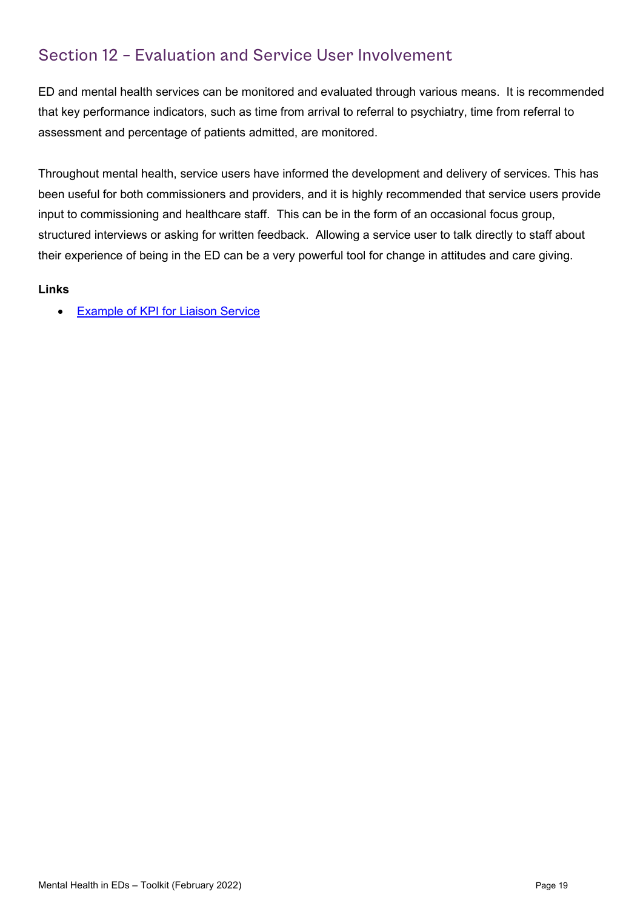## Section 12 – Evaluation and Service User Involvement

ED and mental health services can be monitored and evaluated through various means. It is recommended that key performance indicators, such as time from arrival to referral to psychiatry, time from referral to assessment and percentage of patients admitted, are monitored.

Throughout mental health, service users have informed the development and delivery of services. This has been useful for both commissioners and providers, and it is highly recommended that service users provide input to commissioning and healthcare staff. This can be in the form of an occasional focus group, structured interviews or asking for written feedback. Allowing a service user to talk directly to staff about their experience of being in the ED can be a very powerful tool for change in attitudes and care giving.

**Links**

- Example of KPI for Liaison Service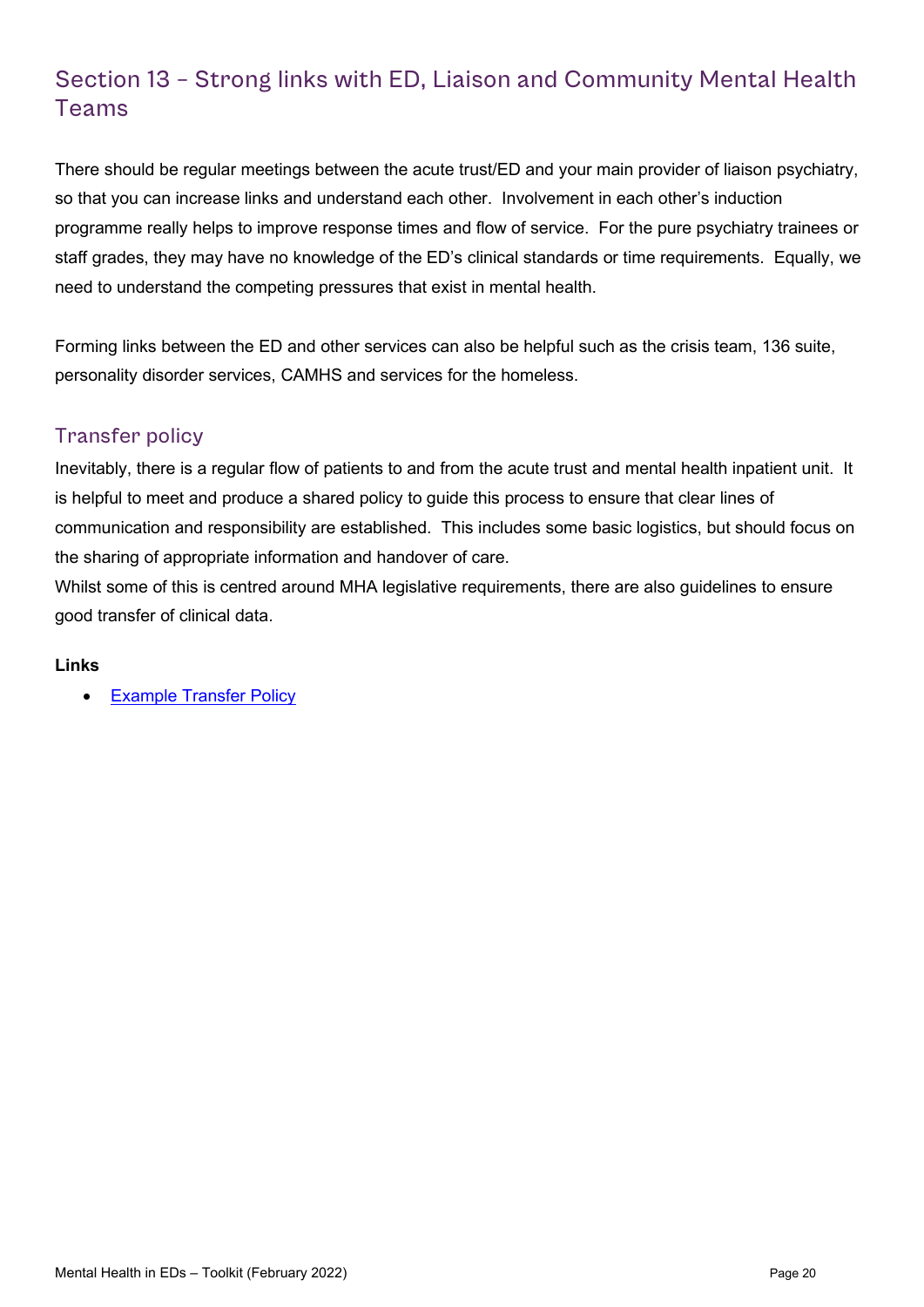## Section 13 – Strong links with ED, Liaison and Community Mental Health Teams

There should be regular meetings between the acute trust/ED and your main provider of liaison psychiatry, so that you can increase links and understand each other. Involvement in each other's induction programme really helps to improve response times and flow of service. For the pure psychiatry trainees or staff grades, they may have no knowledge of the ED's clinical standards or time requirements. Equally, we need to understand the competing pressures that exist in mental health.

Forming links between the ED and other services can also be helpful such as the crisis team, 136 suite, personality disorder services, CAMHS and services for the homeless.

### Transfer policy

Inevitably, there is a regular flow of patients to and from the acute trust and mental health inpatient unit. It is helpful to meet and produce a shared policy to guide this process to ensure that clear lines of communication and responsibility are established. This includes some basic logistics, but should focus on the sharing of appropriate information and handover of care.

Whilst some of this is centred around MHA legislative requirements, there are also guidelines to ensure good transfer of clinical data.

**Links**

- Example Transfer Policy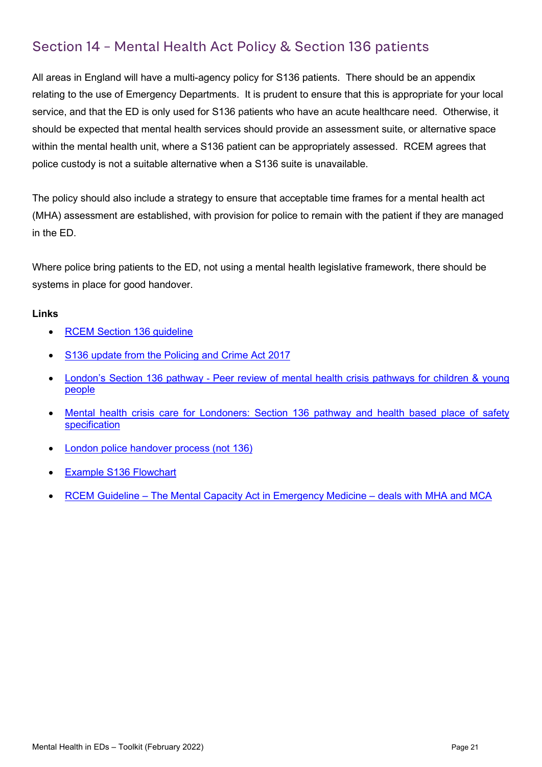## Section 14 – Mental Health Act Policy & Section 136 patients

All areas in England will have a multi-agency policy for S136 patients. There should be an appendix relating to the use of Emergency Departments. It is prudent to ensure that this is appropriate for your local service, and that the ED is only used for S136 patients who have an acute healthcare need. Otherwise, it should be expected that mental health services should provide an assessment suite, or alternative space within the mental health unit, where a S136 patient can be appropriately assessed. RCEM agrees that police custody is not a suitable alternative when a S136 suite is unavailable.

The policy should also include a strategy to ensure that acceptable time frames for a mental health act (MHA) assessment are established, with provision for police to remain with the patient if they are managed in the ED.

Where police bring patients to the ED, not using a mental health legislative framework, there should be systems in place for good handover.

**Links**

- RCEM Section 136 guideline
- S136 update from the Policing and Crime Act 2017
- London's Section 136 pathway - Peer review of mental health crisis pathways for children & young people
- Mental health crisis care for Londoners: Section 136 pathway and health based place of safety specification
- London police handover process (not 136)
- Example S136 Flowchart
- RCEM Guideline – The Mental Capacity Act in Emergency Medicine – deals with MHA and MCA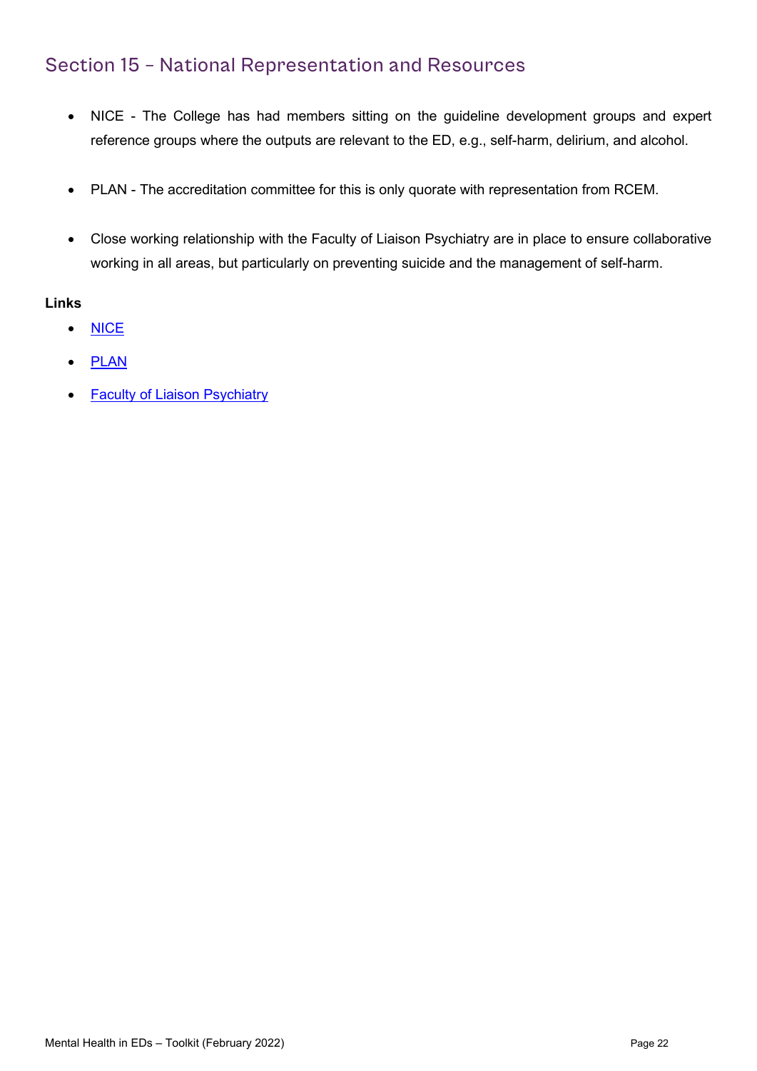## Section 15 – National Representation and Resources

- NICE - The College has had members sitting on the guideline development groups and expert reference groups where the outputs are relevant to the ED, e.g., self-harm, delirium, and alcohol.
- PLAN - The accreditation committee for this is only quorate with representation from RCEM.
- Close working relationship with the Faculty of Liaison Psychiatry are in place to ensure collaborative working in all areas, but particularly on preventing suicide and the management of self-harm.

**Links**

- NICE
- PLAN
- Faculty of Liaison Psychiatry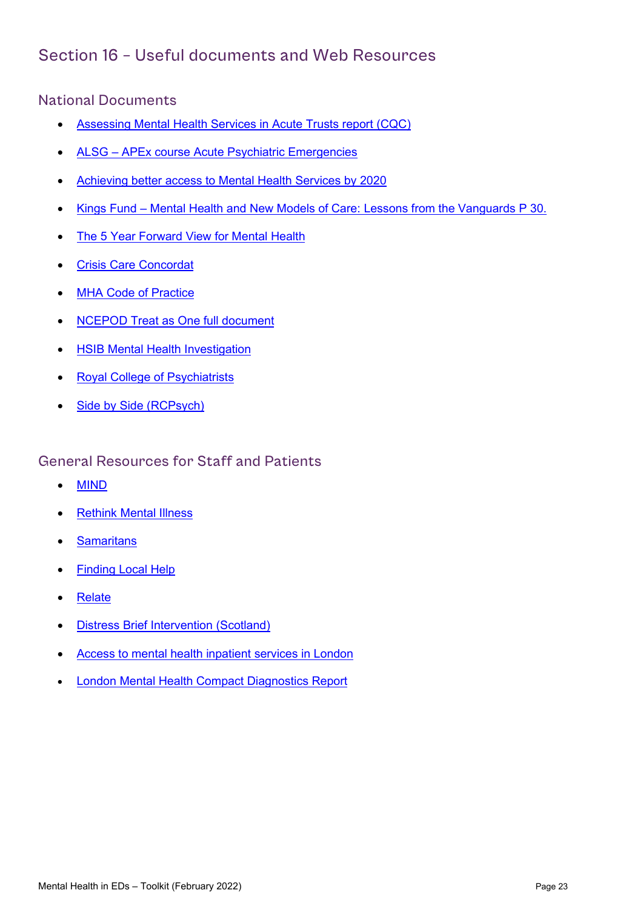## Section 16 – Useful documents and Web Resources

### National Documents

- Assessing Mental Health Services in Acute Trusts report (CQC)
- ALSG – APEx course Acute Psychiatric Emergencies
- Achieving better access to Mental Health Services by 2020
- Kings Fund – Mental Health and New Models of Care: Lessons from the Vanguards P 30.
- The 5 Year Forward View for Mental Health
- Crisis Care Concordat
- MHA Code of Practice
- NCEPOD Treat as One full document
- HSIB Mental Health Investigation
- Royal College of Psychiatrists
- Side by Side (RCPsych)

### General Resources for Staff and Patients

- MIND
- Rethink Mental Illness
- Samaritans
- Finding Local Help
- Relate
- Distress Brief Intervention (Scotland)
- Access to mental health inpatient services in London
- London Mental Health Compact Diagnostics Report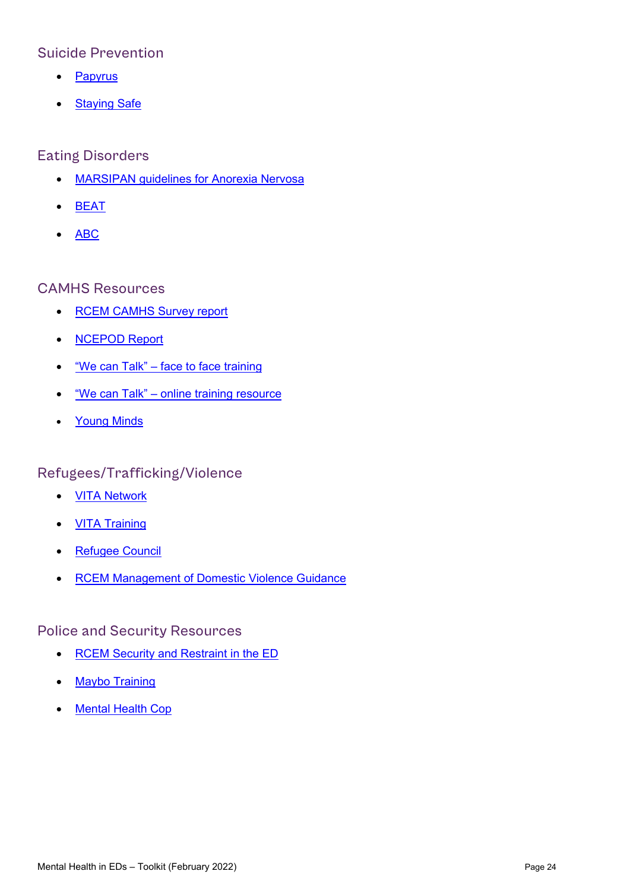## Suicide Prevention

- Papyrus
- Staying Safe

## Eating Disorders

- MARSIPAN guidelines for Anorexia Nervosa
- BEAT
- ABC

## CAMHS Resources

- RCEM CAMHS Survey report
- NCEPOD Report
- "We can Talk" – face to face training
- "We can Talk" – online training resource
- Young Minds

## Refugees/Trafficking/Violence

- VITA Network
- VITA Training
- Refugee Council
- RCEM Management of Domestic Violence Guidance

## Police and Security Resources

- RCEM Security and Restraint in the ED
- Maybo Training
- Mental Health Cop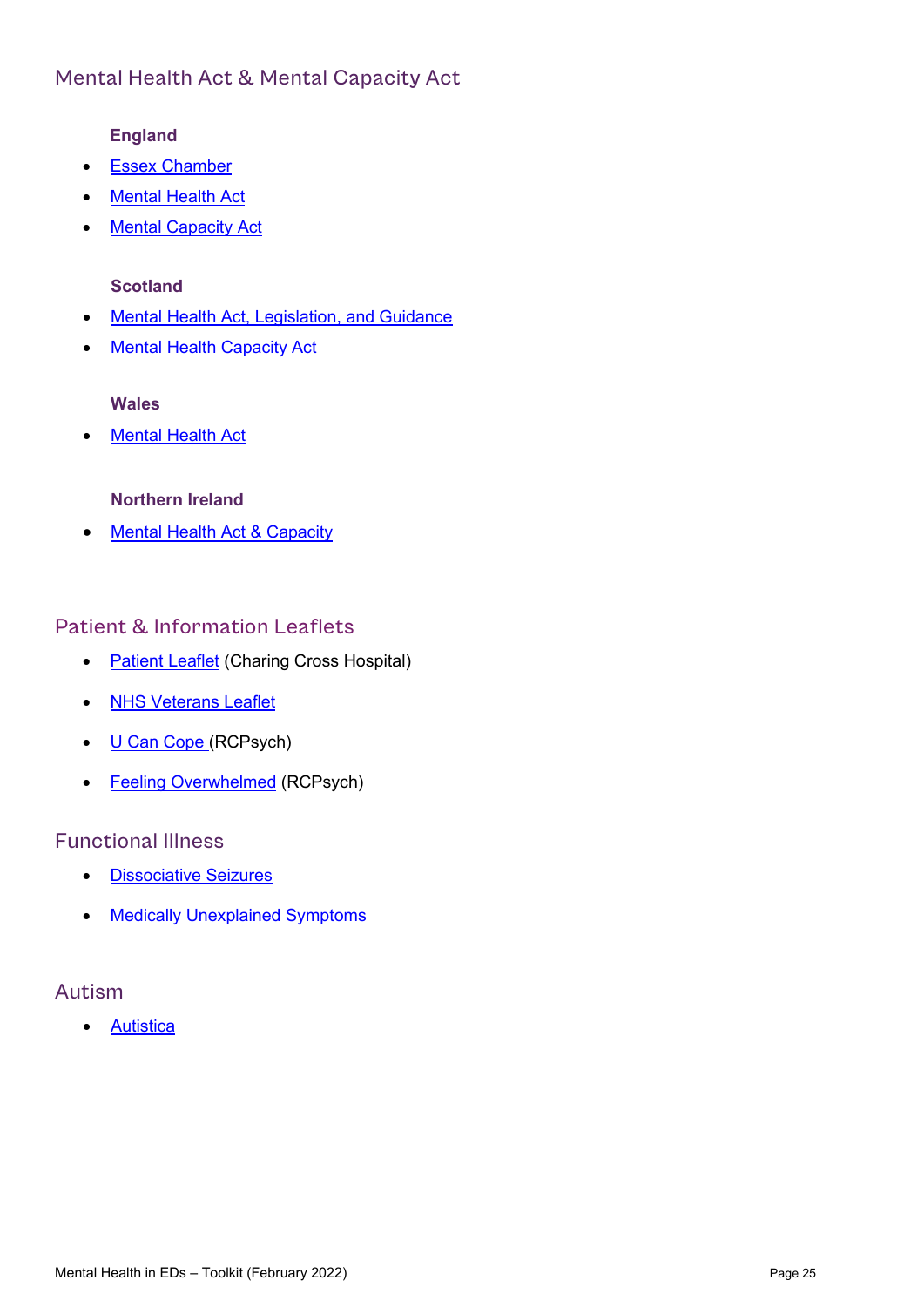## Mental Health Act & Mental Capacity Act

### England

- Essex Chamber
- Mental Health Act
- Mental Capacity Act

### Scotland

- Mental Health Act, Legislation, and Guidance
- Mental Health Capacity Act

### Wales

- Mental Health Act

### Northern Ireland

- Mental Health Act & Capacity

## Patient & Information Leaflets

- Patient Leaflet (Charing Cross Hospital)
- NHS Veterans Leaflet
- U Can Cope (RCPsych)
- Feeling Overwhelmed (RCPsych)

## Functional Illness

- Dissociative Seizures
- Medically Unexplained Symptoms

## Autism

- Autistica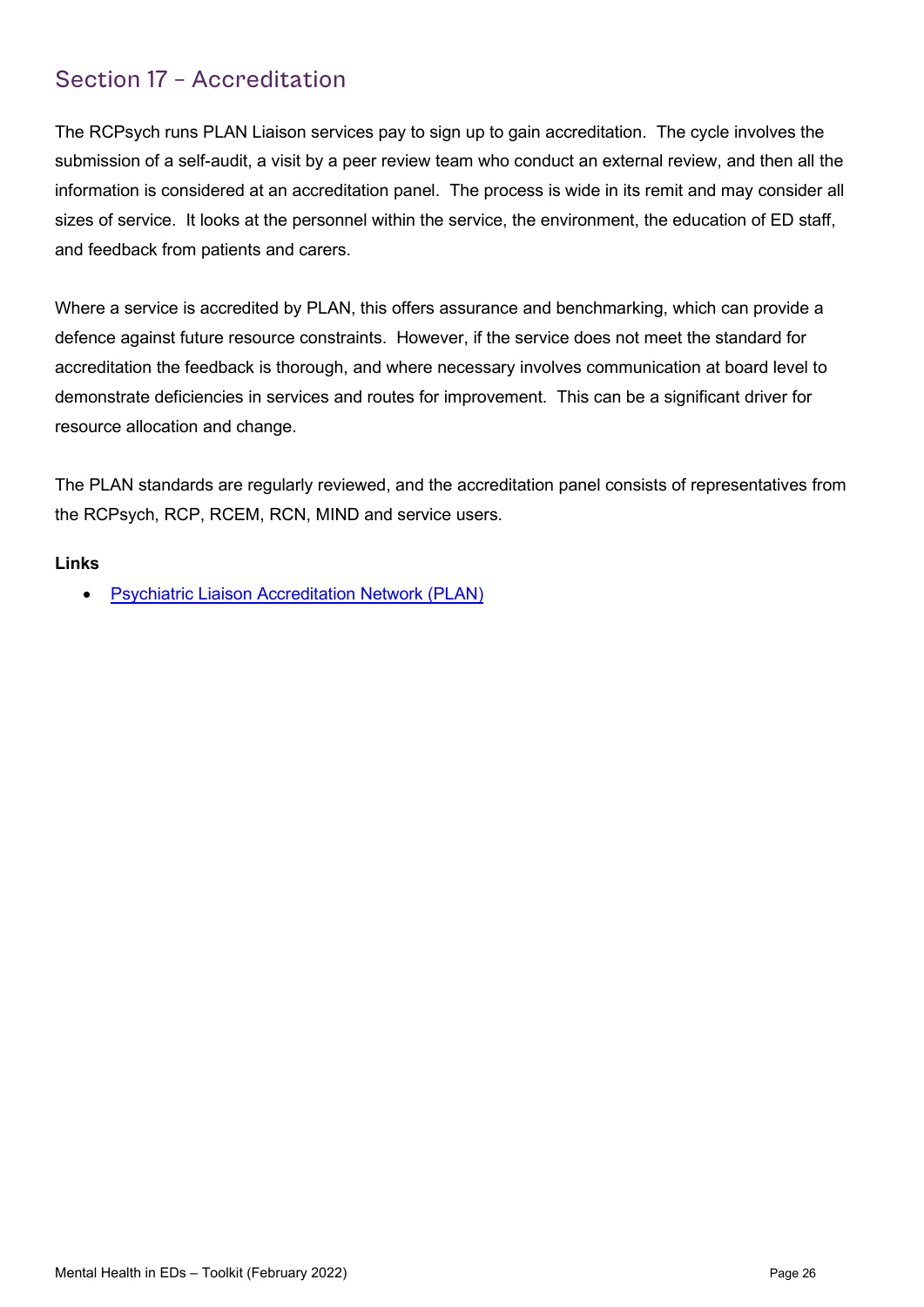## Section 17 – Accreditation

The RCPsych runs PLAN Liaison services pay to sign up to gain accreditation. The cycle involves the submission of a self-audit, a visit by a peer review team who conduct an external review, and then all the information is considered at an accreditation panel. The process is wide in its remit and may consider all sizes of service. It looks at the personnel within the service, the environment, the education of ED staff, and feedback from patients and carers.

Where a service is accredited by PLAN, this offers assurance and benchmarking, which can provide a defence against future resource constraints. However, if the service does not meet the standard for accreditation the feedback is thorough, and where necessary involves communication at board level to demonstrate deficiencies in services and routes for improvement. This can be a significant driver for resource allocation and change.

The PLAN standards are regularly reviewed, and the accreditation panel consists of representatives from the RCPsych, RCP, RCEM, RCN, MIND and service users.

**Links**

- Psychiatric Liaison Accreditation Network (PLAN)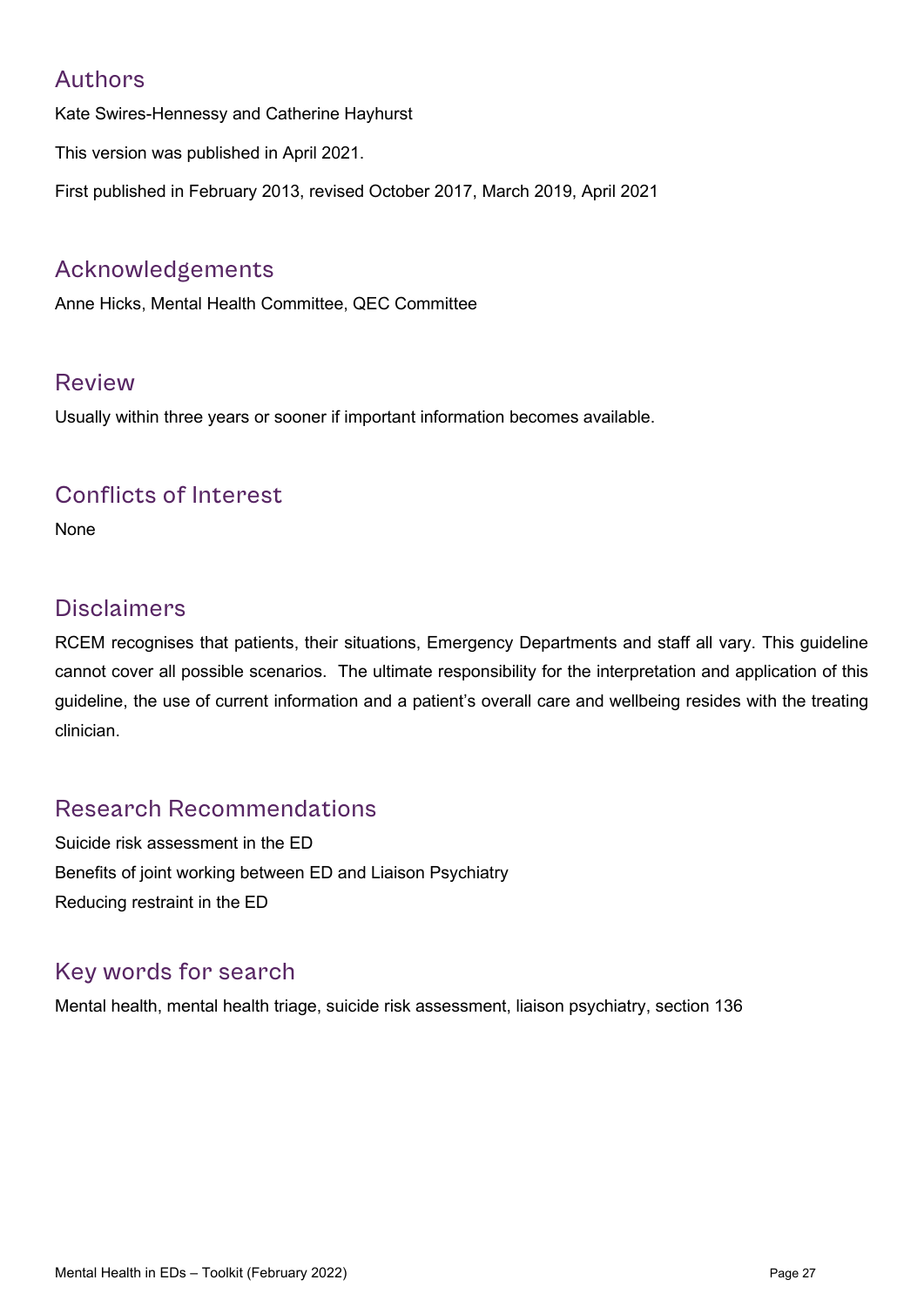## Authors

Kate Swires-Hennessy and Catherine Hayhurst

This version was published in April 2021.

First published in February 2013, revised October 2017, March 2019, April 2021

## Acknowledgements

Anne Hicks, Mental Health Committee, QEC Committee

## Review

Usually within three years or sooner if important information becomes available.

## Conflicts of Interest

None

## Disclaimers

RCEM recognises that patients, their situations, Emergency Departments and staff all vary. This guideline cannot cover all possible scenarios. The ultimate responsibility for the interpretation and application of this guideline, the use of current information and a patient's overall care and wellbeing resides with the treating clinician.

## Research Recommendations

Suicide risk assessment in the ED

Benefits of joint working between ED and Liaison Psychiatry

Reducing restraint in the ED

## Key words for search

Mental health, mental health triage, suicide risk assessment, liaison psychiatry, section 136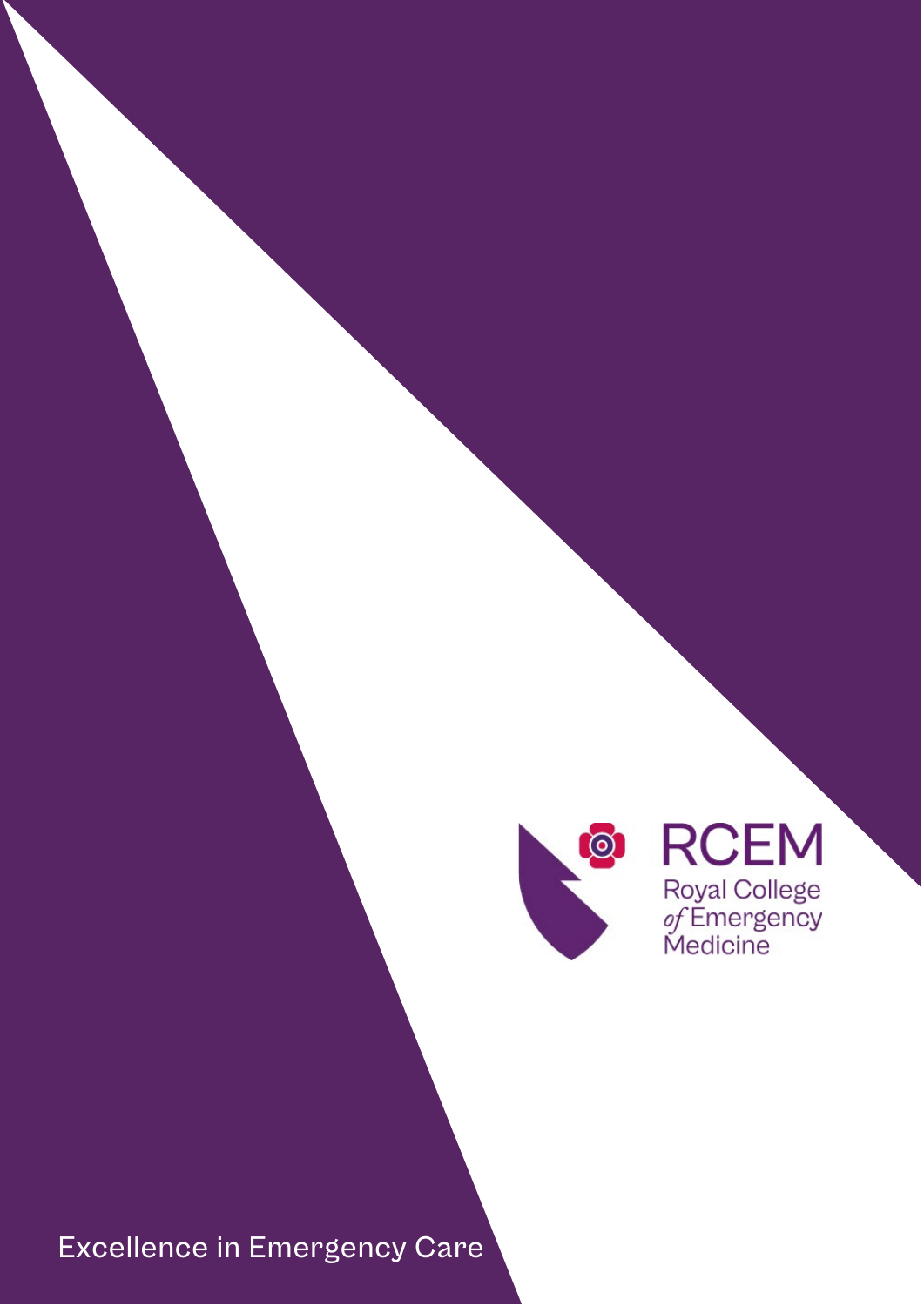RCEM
Royal College of Emergency Medicine

Excellence in Emergency Care